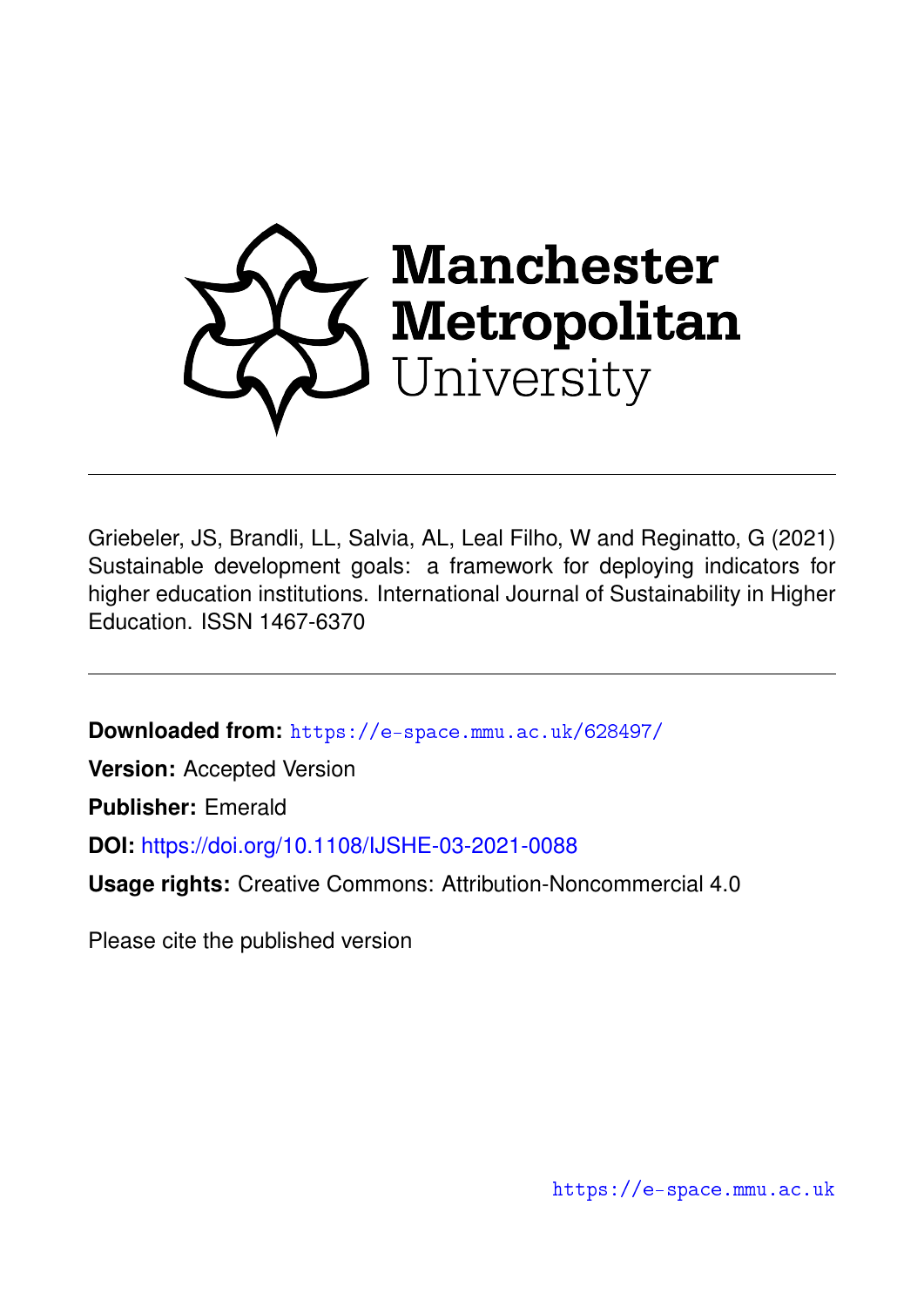Manchester Metropolitan University

Griebeler, JS, Brandli, LL, Salvia, AL, Leal Filho, W and Reginatto, G (2021) Sustainable development goals: a framework for deploying indicators for higher education institutions. International Journal of Sustainability in Higher Education. ISSN 1467-6370

**Downloaded from:** https://e-space.mmu.ac.uk/628497/

**Version:** Accepted Version

**Publisher:** Emerald

**DOI:** https://doi.org/10.1108/IJSHE-03-2021-0088

**Usage rights:** Creative Commons: Attribution-Noncommercial 4.0

Please cite the published version

https://e-space.mmu.ac.uk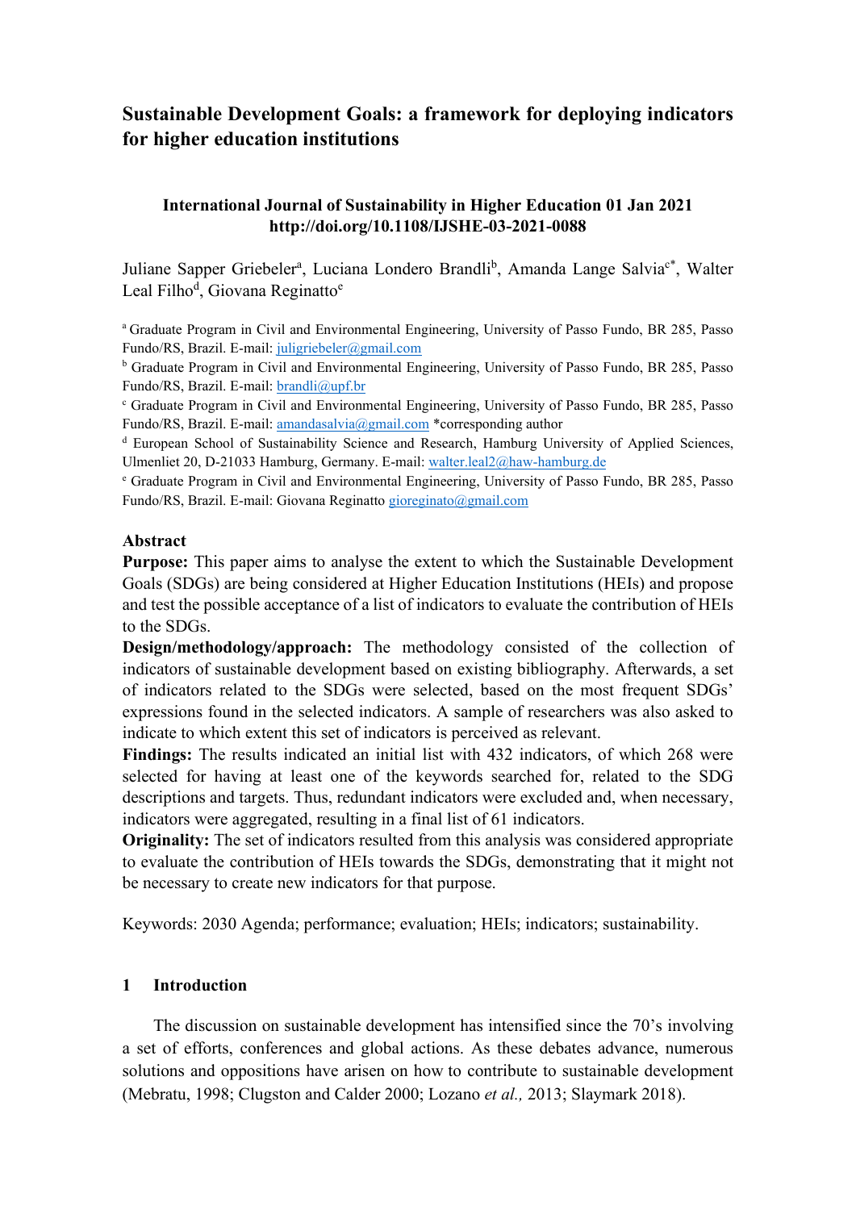# Sustainable Development Goals: a framework for deploying indicators for higher education institutions

**International Journal of Sustainability in Higher Education 01 Jan 2021**
**http://doi.org/10.1108/IJSHE-03-2021-0088**

Juliane Sapper Griebeler[a], Luciana Londero Brandli[b], Amanda Lange Salvia[c*], Walter Leal Filho[d], Giovana Reginatto[e]

[a] Graduate Program in Civil and Environmental Engineering, University of Passo Fundo, BR 285, Passo Fundo/RS, Brazil. E-mail: juligriebeler@gmail.com

[b] Graduate Program in Civil and Environmental Engineering, University of Passo Fundo, BR 285, Passo Fundo/RS, Brazil. E-mail: brandli@upf.br

[c] Graduate Program in Civil and Environmental Engineering, University of Passo Fundo, BR 285, Passo Fundo/RS, Brazil. E-mail: amandasalvia@gmail.com *corresponding author

[d] European School of Sustainability Science and Research, Hamburg University of Applied Sciences, Ulmenliet 20, D-21033 Hamburg, Germany. E-mail: walter.leal2@haw-hamburg.de

[e] Graduate Program in Civil and Environmental Engineering, University of Passo Fundo, BR 285, Passo Fundo/RS, Brazil. E-mail: Giovana Reginatto gioreginato@gmail.com

## Abstract

**Purpose:** This paper aims to analyse the extent to which the Sustainable Development Goals (SDGs) are being considered at Higher Education Institutions (HEIs) and propose and test the possible acceptance of a list of indicators to evaluate the contribution of HEIs to the SDGs.

**Design/methodology/approach:** The methodology consisted of the collection of indicators of sustainable development based on existing bibliography. Afterwards, a set of indicators related to the SDGs were selected, based on the most frequent SDGs' expressions found in the selected indicators. A sample of researchers was also asked to indicate to which extent this set of indicators is perceived as relevant.

**Findings:** The results indicated an initial list with 432 indicators, of which 268 were selected for having at least one of the keywords searched for, related to the SDG descriptions and targets. Thus, redundant indicators were excluded and, when necessary, indicators were aggregated, resulting in a final list of 61 indicators.

**Originality:** The set of indicators resulted from this analysis was considered appropriate to evaluate the contribution of HEIs towards the SDGs, demonstrating that it might not be necessary to create new indicators for that purpose.

Keywords: 2030 Agenda; performance; evaluation; HEIs; indicators; sustainability.

## 1 Introduction

The discussion on sustainable development has intensified since the 70's involving a set of efforts, conferences and global actions. As these debates advance, numerous solutions and oppositions have arisen on how to contribute to sustainable development (Mebratu, 1998; Clugston and Calder 2000; Lozano *et al.,* 2013; Slaymark 2018).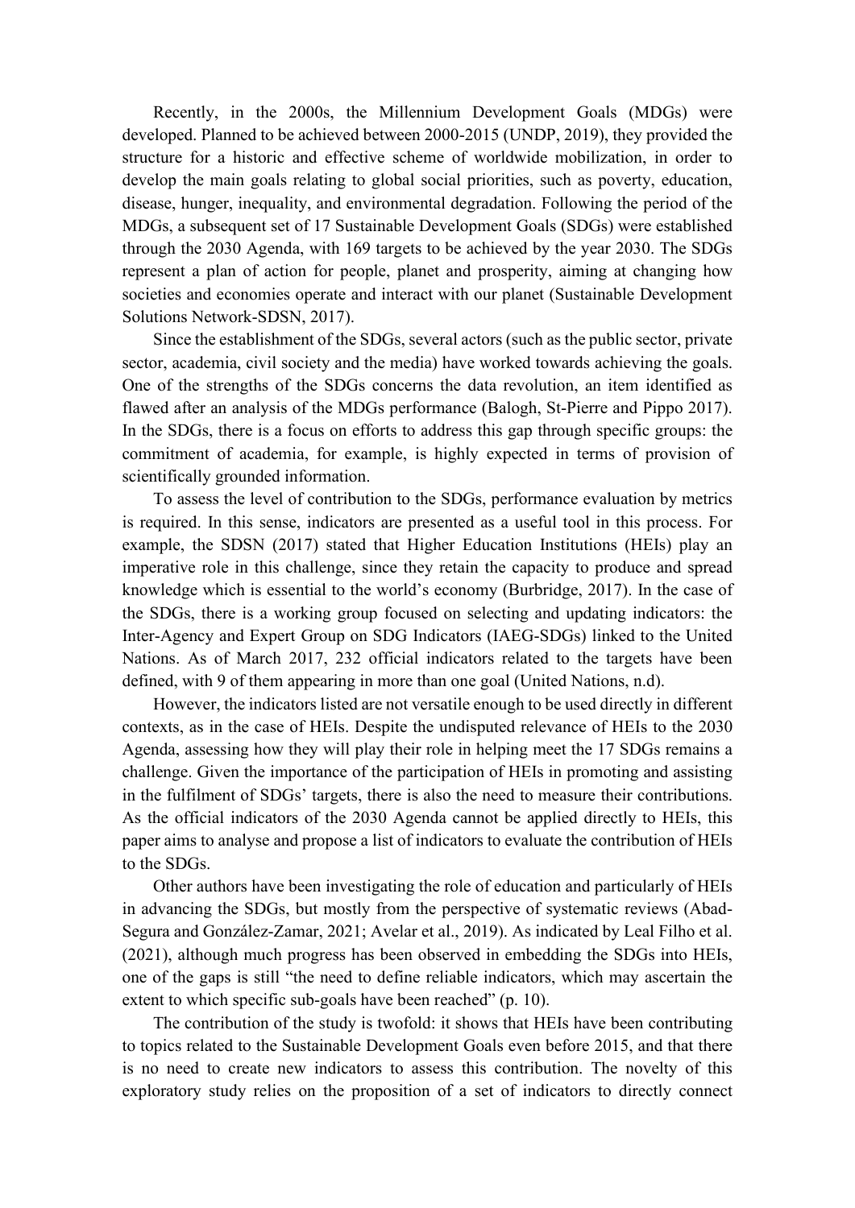Recently, in the 2000s, the Millennium Development Goals (MDGs) were developed. Planned to be achieved between 2000-2015 (UNDP, 2019), they provided the structure for a historic and effective scheme of worldwide mobilization, in order to develop the main goals relating to global social priorities, such as poverty, education, disease, hunger, inequality, and environmental degradation. Following the period of the MDGs, a subsequent set of 17 Sustainable Development Goals (SDGs) were established through the 2030 Agenda, with 169 targets to be achieved by the year 2030. The SDGs represent a plan of action for people, planet and prosperity, aiming at changing how societies and economies operate and interact with our planet (Sustainable Development Solutions Network-SDSN, 2017).

Since the establishment of the SDGs, several actors (such as the public sector, private sector, academia, civil society and the media) have worked towards achieving the goals. One of the strengths of the SDGs concerns the data revolution, an item identified as flawed after an analysis of the MDGs performance (Balogh, St-Pierre and Pippo 2017). In the SDGs, there is a focus on efforts to address this gap through specific groups: the commitment of academia, for example, is highly expected in terms of provision of scientifically grounded information.

To assess the level of contribution to the SDGs, performance evaluation by metrics is required. In this sense, indicators are presented as a useful tool in this process. For example, the SDSN (2017) stated that Higher Education Institutions (HEIs) play an imperative role in this challenge, since they retain the capacity to produce and spread knowledge which is essential to the world's economy (Burbridge, 2017). In the case of the SDGs, there is a working group focused on selecting and updating indicators: the Inter-Agency and Expert Group on SDG Indicators (IAEG-SDGs) linked to the United Nations. As of March 2017, 232 official indicators related to the targets have been defined, with 9 of them appearing in more than one goal (United Nations, n.d).

However, the indicators listed are not versatile enough to be used directly in different contexts, as in the case of HEIs. Despite the undisputed relevance of HEIs to the 2030 Agenda, assessing how they will play their role in helping meet the 17 SDGs remains a challenge. Given the importance of the participation of HEIs in promoting and assisting in the fulfilment of SDGs' targets, there is also the need to measure their contributions. As the official indicators of the 2030 Agenda cannot be applied directly to HEIs, this paper aims to analyse and propose a list of indicators to evaluate the contribution of HEIs to the SDGs.

Other authors have been investigating the role of education and particularly of HEIs in advancing the SDGs, but mostly from the perspective of systematic reviews (Abad-Segura and González-Zamar, 2021; Avelar et al., 2019). As indicated by Leal Filho et al. (2021), although much progress has been observed in embedding the SDGs into HEIs, one of the gaps is still "the need to define reliable indicators, which may ascertain the extent to which specific sub-goals have been reached" (p. 10).

The contribution of the study is twofold: it shows that HEIs have been contributing to topics related to the Sustainable Development Goals even before 2015, and that there is no need to create new indicators to assess this contribution. The novelty of this exploratory study relies on the proposition of a set of indicators to directly connect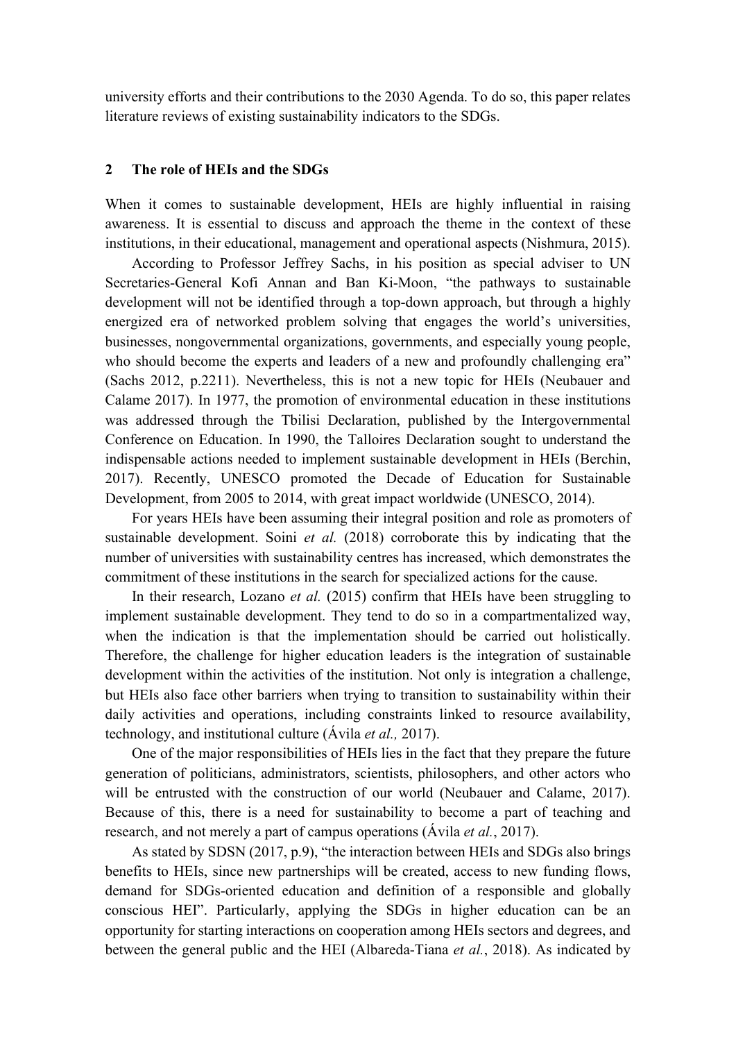university efforts and their contributions to the 2030 Agenda. To do so, this paper relates literature reviews of existing sustainability indicators to the SDGs.

## 2 The role of HEIs and the SDGs

When it comes to sustainable development, HEIs are highly influential in raising awareness. It is essential to discuss and approach the theme in the context of these institutions, in their educational, management and operational aspects (Nishmura, 2015).

According to Professor Jeffrey Sachs, in his position as special adviser to UN Secretaries-General Kofi Annan and Ban Ki-Moon, "the pathways to sustainable development will not be identified through a top-down approach, but through a highly energized era of networked problem solving that engages the world's universities, businesses, nongovernmental organizations, governments, and especially young people, who should become the experts and leaders of a new and profoundly challenging era" (Sachs 2012, p.2211). Nevertheless, this is not a new topic for HEIs (Neubauer and Calame 2017). In 1977, the promotion of environmental education in these institutions was addressed through the Tbilisi Declaration, published by the Intergovernmental Conference on Education. In 1990, the Talloires Declaration sought to understand the indispensable actions needed to implement sustainable development in HEIs (Berchin, 2017). Recently, UNESCO promoted the Decade of Education for Sustainable Development, from 2005 to 2014, with great impact worldwide (UNESCO, 2014).

For years HEIs have been assuming their integral position and role as promoters of sustainable development. Soini *et al.* (2018) corroborate this by indicating that the number of universities with sustainability centres has increased, which demonstrates the commitment of these institutions in the search for specialized actions for the cause.

In their research, Lozano *et al.* (2015) confirm that HEIs have been struggling to implement sustainable development. They tend to do so in a compartmentalized way, when the indication is that the implementation should be carried out holistically. Therefore, the challenge for higher education leaders is the integration of sustainable development within the activities of the institution. Not only is integration a challenge, but HEIs also face other barriers when trying to transition to sustainability within their daily activities and operations, including constraints linked to resource availability, technology, and institutional culture (Ávila *et al.,* 2017).

One of the major responsibilities of HEIs lies in the fact that they prepare the future generation of politicians, administrators, scientists, philosophers, and other actors who will be entrusted with the construction of our world (Neubauer and Calame, 2017). Because of this, there is a need for sustainability to become a part of teaching and research, and not merely a part of campus operations (Ávila *et al.*, 2017).

As stated by SDSN (2017, p.9), "the interaction between HEIs and SDGs also brings benefits to HEIs, since new partnerships will be created, access to new funding flows, demand for SDGs-oriented education and definition of a responsible and globally conscious HEI". Particularly, applying the SDGs in higher education can be an opportunity for starting interactions on cooperation among HEIs sectors and degrees, and between the general public and the HEI (Albareda-Tiana *et al.*, 2018). As indicated by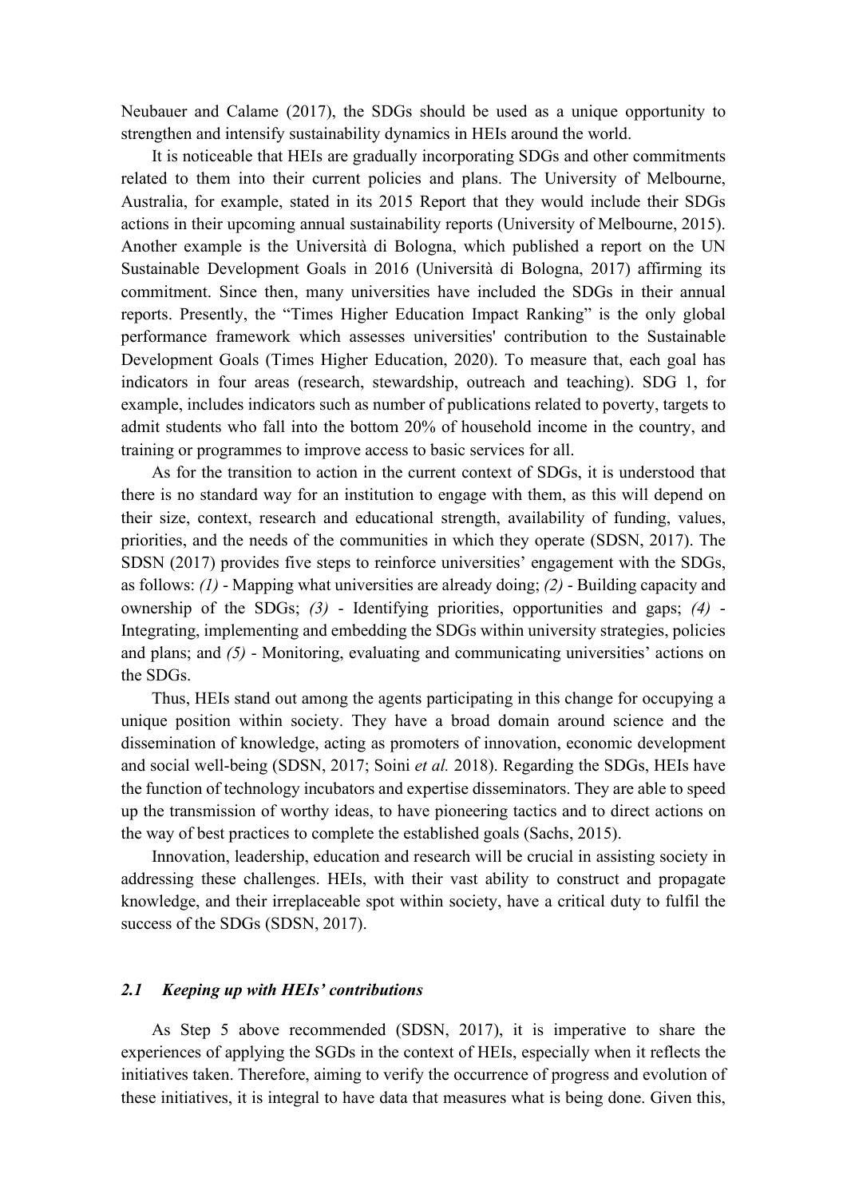Neubauer and Calame (2017), the SDGs should be used as a unique opportunity to strengthen and intensify sustainability dynamics in HEIs around the world.

It is noticeable that HEIs are gradually incorporating SDGs and other commitments related to them into their current policies and plans. The University of Melbourne, Australia, for example, stated in its 2015 Report that they would include their SDGs actions in their upcoming annual sustainability reports (University of Melbourne, 2015). Another example is the Università di Bologna, which published a report on the UN Sustainable Development Goals in 2016 (Università di Bologna, 2017) affirming its commitment. Since then, many universities have included the SDGs in their annual reports. Presently, the "Times Higher Education Impact Ranking" is the only global performance framework which assesses universities' contribution to the Sustainable Development Goals (Times Higher Education, 2020). To measure that, each goal has indicators in four areas (research, stewardship, outreach and teaching). SDG 1, for example, includes indicators such as number of publications related to poverty, targets to admit students who fall into the bottom 20% of household income in the country, and training or programmes to improve access to basic services for all.

As for the transition to action in the current context of SDGs, it is understood that there is no standard way for an institution to engage with them, as this will depend on their size, context, research and educational strength, availability of funding, values, priorities, and the needs of the communities in which they operate (SDSN, 2017). The SDSN (2017) provides five steps to reinforce universities' engagement with the SDGs, as follows: *(1)* - Mapping what universities are already doing; *(2)* - Building capacity and ownership of the SDGs; *(3)* - Identifying priorities, opportunities and gaps; *(4)* - Integrating, implementing and embedding the SDGs within university strategies, policies and plans; and *(5)* - Monitoring, evaluating and communicating universities' actions on the SDGs.

Thus, HEIs stand out among the agents participating in this change for occupying a unique position within society. They have a broad domain around science and the dissemination of knowledge, acting as promoters of innovation, economic development and social well-being (SDSN, 2017; Soini *et al.* 2018). Regarding the SDGs, HEIs have the function of technology incubators and expertise disseminators. They are able to speed up the transmission of worthy ideas, to have pioneering tactics and to direct actions on the way of best practices to complete the established goals (Sachs, 2015).

Innovation, leadership, education and research will be crucial in assisting society in addressing these challenges. HEIs, with their vast ability to construct and propagate knowledge, and their irreplaceable spot within society, have a critical duty to fulfil the success of the SDGs (SDSN, 2017).

### *2.1 Keeping up with HEIs' contributions*

As Step 5 above recommended (SDSN, 2017), it is imperative to share the experiences of applying the SGDs in the context of HEIs, especially when it reflects the initiatives taken. Therefore, aiming to verify the occurrence of progress and evolution of these initiatives, it is integral to have data that measures what is being done. Given this,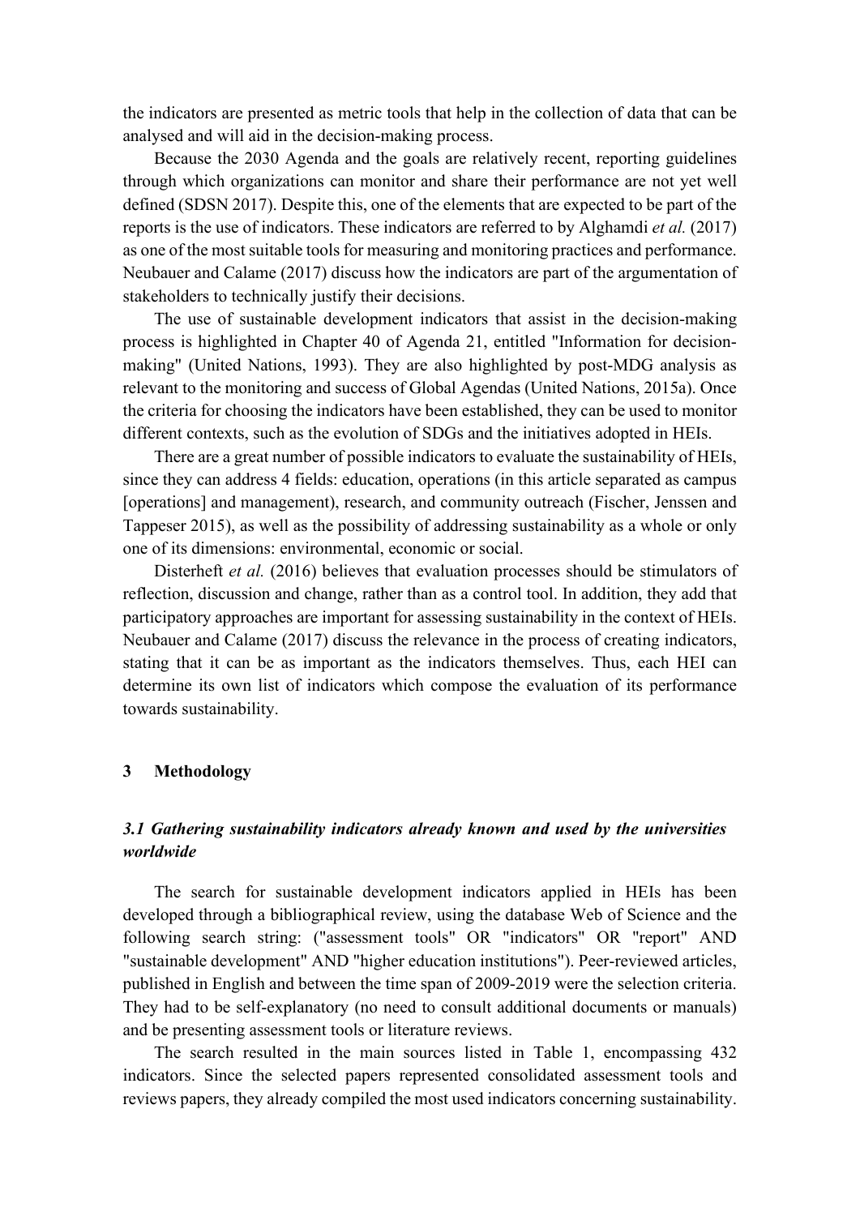the indicators are presented as metric tools that help in the collection of data that can be analysed and will aid in the decision-making process.

Because the 2030 Agenda and the goals are relatively recent, reporting guidelines through which organizations can monitor and share their performance are not yet well defined (SDSN 2017). Despite this, one of the elements that are expected to be part of the reports is the use of indicators. These indicators are referred to by Alghamdi *et al.* (2017) as one of the most suitable tools for measuring and monitoring practices and performance. Neubauer and Calame (2017) discuss how the indicators are part of the argumentation of stakeholders to technically justify their decisions.

The use of sustainable development indicators that assist in the decision-making process is highlighted in Chapter 40 of Agenda 21, entitled "Information for decision-making" (United Nations, 1993). They are also highlighted by post-MDG analysis as relevant to the monitoring and success of Global Agendas (United Nations, 2015a). Once the criteria for choosing the indicators have been established, they can be used to monitor different contexts, such as the evolution of SDGs and the initiatives adopted in HEIs.

There are a great number of possible indicators to evaluate the sustainability of HEIs, since they can address 4 fields: education, operations (in this article separated as campus [operations] and management), research, and community outreach (Fischer, Jenssen and Tappeser 2015), as well as the possibility of addressing sustainability as a whole or only one of its dimensions: environmental, economic or social.

Disterheft *et al.* (2016) believes that evaluation processes should be stimulators of reflection, discussion and change, rather than as a control tool. In addition, they add that participatory approaches are important for assessing sustainability in the context of HEIs. Neubauer and Calame (2017) discuss the relevance in the process of creating indicators, stating that it can be as important as the indicators themselves. Thus, each HEI can determine its own list of indicators which compose the evaluation of its performance towards sustainability.

## 3 Methodology

### *3.1 Gathering sustainability indicators already known and used by the universities worldwide*

The search for sustainable development indicators applied in HEIs has been developed through a bibliographical review, using the database Web of Science and the following search string: ("assessment tools" OR "indicators" OR "report" AND "sustainable development" AND "higher education institutions"). Peer-reviewed articles, published in English and between the time span of 2009-2019 were the selection criteria. They had to be self-explanatory (no need to consult additional documents or manuals) and be presenting assessment tools or literature reviews.

The search resulted in the main sources listed in Table 1, encompassing 432 indicators. Since the selected papers represented consolidated assessment tools and reviews papers, they already compiled the most used indicators concerning sustainability.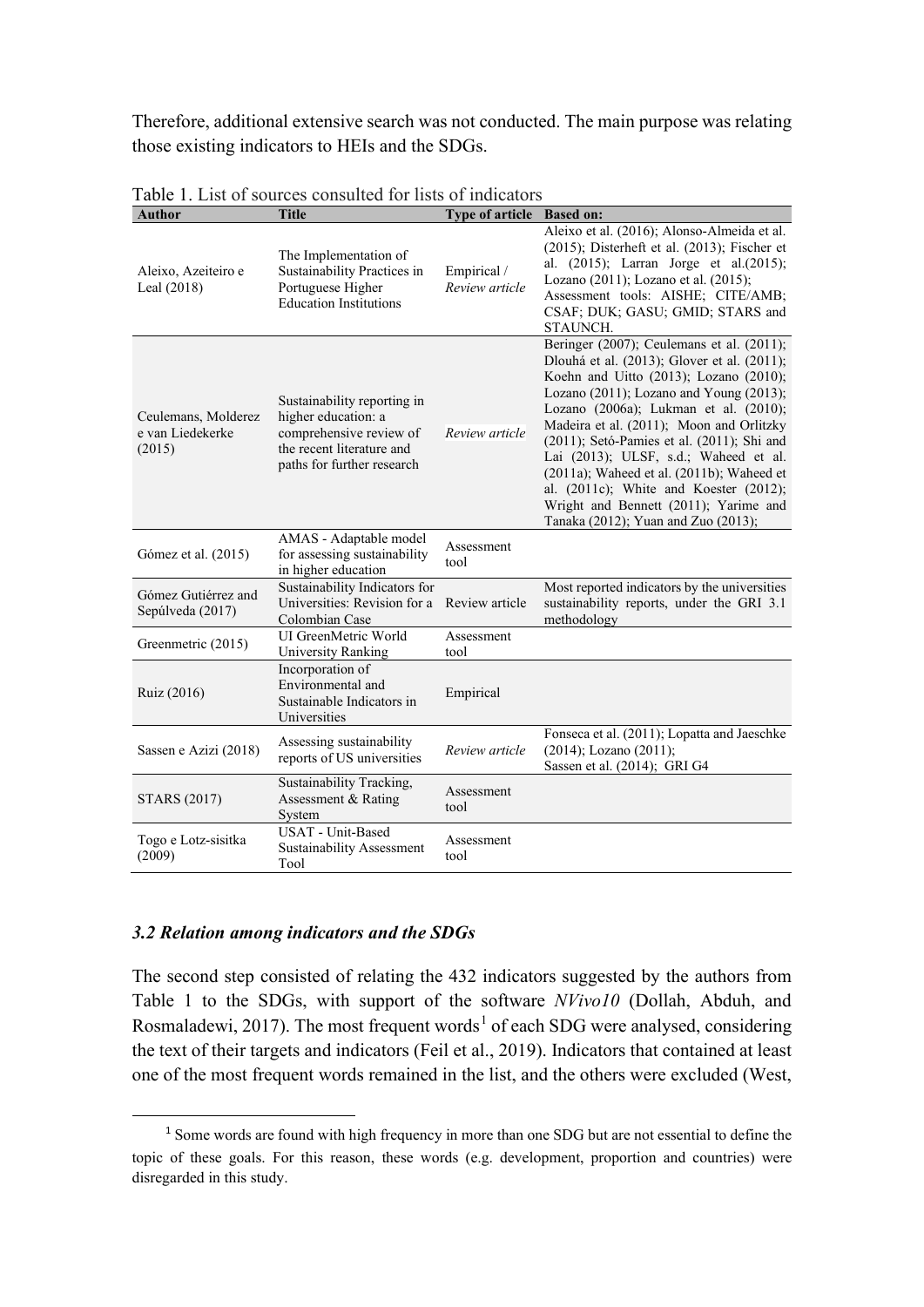Therefore, additional extensive search was not conducted. The main purpose was relating those existing indicators to HEIs and the SDGs.

Table 1. List of sources consulted for lists of indicators

| Author | Title | Type of article | Based on: |
|---|---|---|---|
| Aleixo, Azeiteiro e Leal (2018) | The Implementation of Sustainability Practices in Portuguese Higher Education Institutions | Empirical / *Review article* | Aleixo et al. (2016); Alonso-Almeida et al. (2015); Disterheft et al. (2013); Fischer et al. (2015); Larran Jorge et al.(2015); Lozano (2011); Lozano et al. (2015); Assessment tools: AISHE; CITE/AMB; CSAF; DUK; GASU; GMID; STARS and STAUNCH. |
| Ceulemans, Molderez e van Liedekerke (2015) | Sustainability reporting in higher education: a comprehensive review of the recent literature and paths for further research | *Review article* | Beringer (2007); Ceulemans et al. (2011); Dlouhá et al. (2013); Glover et al. (2011); Koehn and Uitto (2013); Lozano (2010); Lozano (2011); Lozano and Young (2013); Lozano (2006a); Lukman et al. (2010); Madeira et al. (2011); Moon and Orlitzky (2011); Setó-Pamies et al. (2011); Shi and Lai (2013); ULSF, s.d.; Waheed et al. (2011a); Waheed et al. (2011b); Waheed et al. (2011c); White and Koester (2012); Wright and Bennett (2011); Yarime and Tanaka (2012); Yuan and Zuo (2013); |
| Gómez et al. (2015) | AMAS - Adaptable model for assessing sustainability in higher education | Assessment tool | |
| Gómez Gutiérrez and Sepúlveda (2017) | Sustainability Indicators for Universities: Revision for a Colombian Case | Review article | Most reported indicators by the universities sustainability reports, under the GRI 3.1 methodology |
| Greenmetric (2015) | UI GreenMetric World University Ranking | Assessment tool | |
| Ruiz (2016) | Incorporation of Environmental and Sustainable Indicators in Universities | Empirical | |
| Sassen e Azizi (2018) | Assessing sustainability reports of US universities | *Review article* | Fonseca et al. (2011); Lopatta and Jaeschke (2014); Lozano (2011); Sassen et al. (2014); GRI G4 |
| STARS (2017) | Sustainability Tracking, Assessment & Rating System | Assessment tool | |
| Togo e Lotz-sisitka (2009) | USAT - Unit-Based Sustainability Assessment Tool | Assessment tool | |

### *3.2 Relation among indicators and the SDGs*

The second step consisted of relating the 432 indicators suggested by the authors from Table 1 to the SDGs, with support of the software *NVivo10* (Dollah, Abduh, and Rosmaladewi, 2017). The most frequent words[1] of each SDG were analysed, considering the text of their targets and indicators (Feil et al., 2019). Indicators that contained at least one of the most frequent words remained in the list, and the others were excluded (West,

[1] Some words are found with high frequency in more than one SDG but are not essential to define the topic of these goals. For this reason, these words (e.g. development, proportion and countries) were disregarded in this study.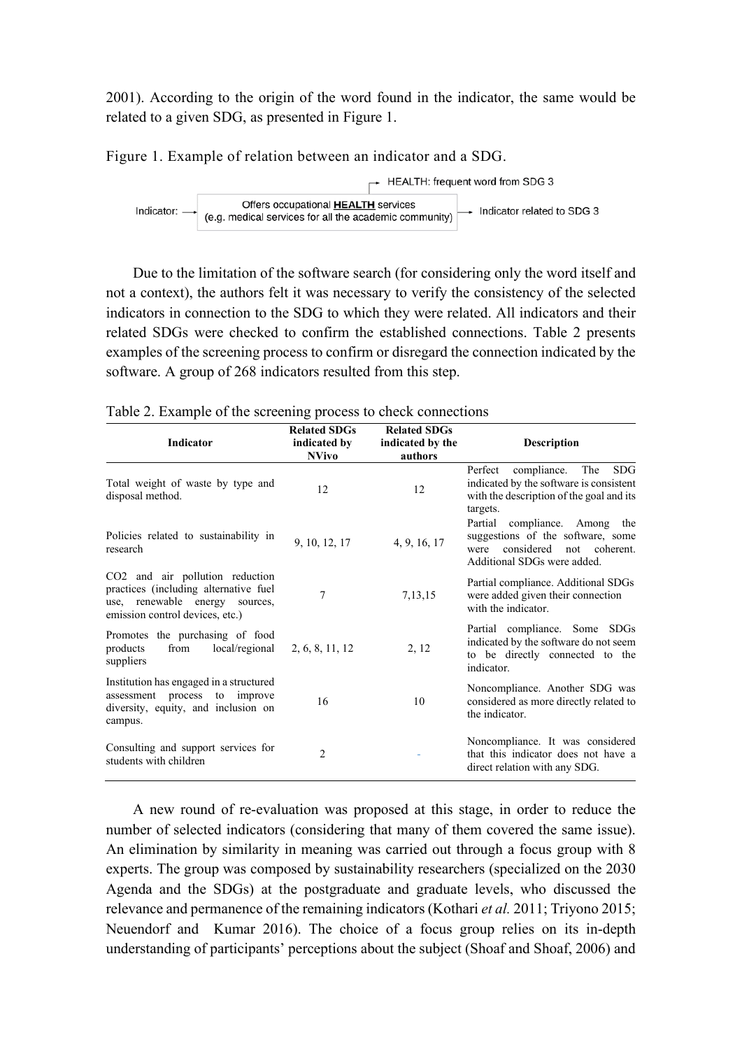2001). According to the origin of the word found in the indicator, the same would be related to a given SDG, as presented in Figure 1.

Figure 1. Example of relation between an indicator and a SDG.

Indicator: → Offers occupational **HEALTH** services (e.g. medical services for all the academic community) → Indicator related to SDG 3

→ HEALTH: frequent word from SDG 3

Due to the limitation of the software search (for considering only the word itself and not a context), the authors felt it was necessary to verify the consistency of the selected indicators in connection to the SDG to which they were related. All indicators and their related SDGs were checked to confirm the established connections. Table 2 presents examples of the screening process to confirm or disregard the connection indicated by the software. A group of 268 indicators resulted from this step.

Table 2. Example of the screening process to check connections

| Indicator | Related SDGs indicated by NVivo | Related SDGs indicated by the authors | Description |
|---|---|---|---|
| Total weight of waste by type and disposal method. | 12 | 12 | Perfect compliance. The SDG indicated by the software is consistent with the description of the goal and its targets. |
| Policies related to sustainability in research | 9, 10, 12, 17 | 4, 9, 16, 17 | Partial compliance. Among the suggestions of the software, some were considered not coherent. Additional SDGs were added. |
| CO2 and air pollution reduction practices (including alternative fuel use, renewable energy sources, emission control devices, etc.) | 7 | 7,13,15 | Partial compliance. Additional SDGs were added given their connection with the indicator. |
| Promotes the purchasing of food products from local/regional suppliers | 2, 6, 8, 11, 12 | 2, 12 | Partial compliance. Some SDGs indicated by the software do not seem to be directly connected to the indicator. |
| Institution has engaged in a structured assessment process to improve diversity, equity, and inclusion on campus. | 16 | 10 | Noncompliance. Another SDG was considered as more directly related to the indicator. |
| Consulting and support services for students with children | 2 | - | Noncompliance. It was considered that this indicator does not have a direct relation with any SDG. |

A new round of re-evaluation was proposed at this stage, in order to reduce the number of selected indicators (considering that many of them covered the same issue). An elimination by similarity in meaning was carried out through a focus group with 8 experts. The group was composed by sustainability researchers (specialized on the 2030 Agenda and the SDGs) at the postgraduate and graduate levels, who discussed the relevance and permanence of the remaining indicators (Kothari *et al.* 2011; Triyono 2015; Neuendorf and Kumar 2016). The choice of a focus group relies on its in-depth understanding of participants' perceptions about the subject (Shoaf and Shoaf, 2006) and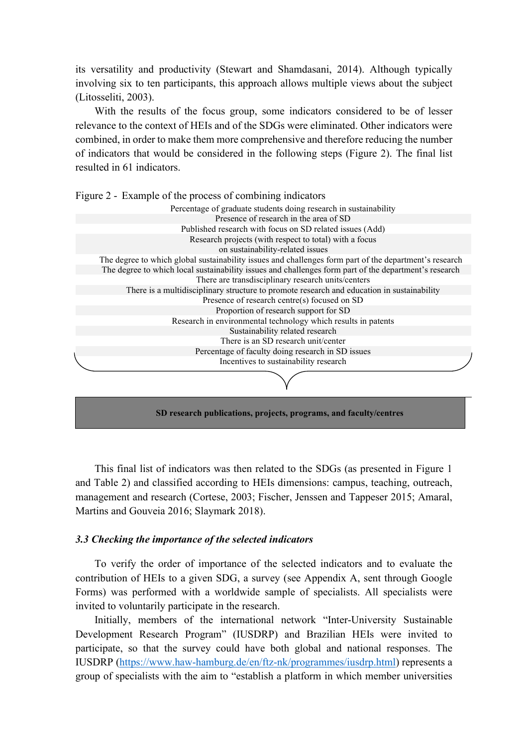its versatility and productivity (Stewart and Shamdasani, 2014). Although typically involving six to ten participants, this approach allows multiple views about the subject (Litosseliti, 2003).

With the results of the focus group, some indicators considered to be of lesser relevance to the context of HEIs and of the SDGs were eliminated. Other indicators were combined, in order to make them more comprehensive and therefore reducing the number of indicators that would be considered in the following steps (Figure 2). The final list resulted in 61 indicators.

Figure 2 - Example of the process of combining indicators

- Percentage of graduate students doing research in sustainability
- Presence of research in the area of SD
- Published research with focus on SD related issues (Add)
- Research projects (with respect to total) with a focus on sustainability-related issues
- The degree to which global sustainability issues and challenges form part of the department's research
- The degree to which local sustainability issues and challenges form part of the department's research
- There are transdisciplinary research units/centers
- There is a multidisciplinary structure to promote research and education in sustainability
- Presence of research centre(s) focused on SD
- Proportion of research support for SD
- Research in environmental technology which results in patents
- Sustainability related research
- There is an SD research unit/center
- Percentage of faculty doing research in SD issues
- Incentives to sustainability research

**SD research publications, projects, programs, and faculty/centres**

This final list of indicators was then related to the SDGs (as presented in Figure 1 and Table 2) and classified according to HEIs dimensions: campus, teaching, outreach, management and research (Cortese, 2003; Fischer, Jenssen and Tappeser 2015; Amaral, Martins and Gouveia 2016; Slaymark 2018).

### *3.3 Checking the importance of the selected indicators*

To verify the order of importance of the selected indicators and to evaluate the contribution of HEIs to a given SDG, a survey (see Appendix A, sent through Google Forms) was performed with a worldwide sample of specialists. All specialists were invited to voluntarily participate in the research.

Initially, members of the international network "Inter-University Sustainable Development Research Program" (IUSDRP) and Brazilian HEIs were invited to participate, so that the survey could have both global and national responses. The IUSDRP (https://www.haw-hamburg.de/en/ftz-nk/programmes/iusdrp.html) represents a group of specialists with the aim to "establish a platform in which member universities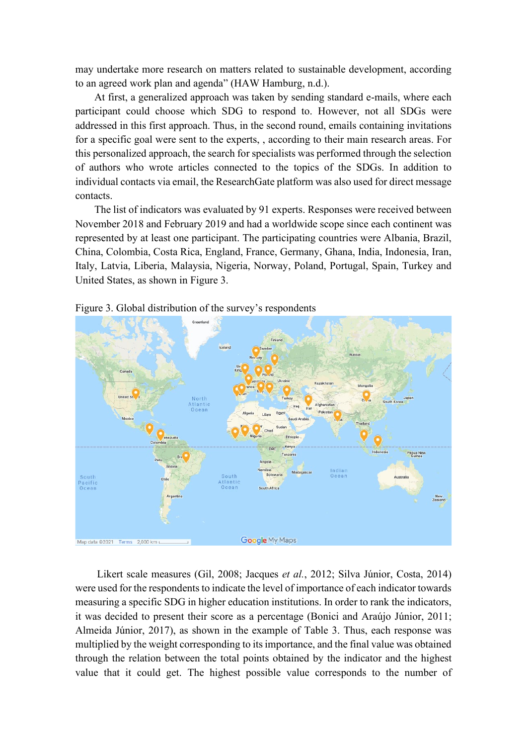may undertake more research on matters related to sustainable development, according to an agreed work plan and agenda" (HAW Hamburg, n.d.).

At first, a generalized approach was taken by sending standard e-mails, where each participant could choose which SDG to respond to. However, not all SDGs were addressed in this first approach. Thus, in the second round, emails containing invitations for a specific goal were sent to the experts, , according to their main research areas. For this personalized approach, the search for specialists was performed through the selection of authors who wrote articles connected to the topics of the SDGs. In addition to individual contacts via email, the ResearchGate platform was also used for direct message contacts.

The list of indicators was evaluated by 91 experts. Responses were received between November 2018 and February 2019 and had a worldwide scope since each continent was represented by at least one participant. The participating countries were Albania, Brazil, China, Colombia, Costa Rica, England, France, Germany, Ghana, India, Indonesia, Iran, Italy, Latvia, Liberia, Malaysia, Nigeria, Norway, Poland, Portugal, Spain, Turkey and United States, as shown in Figure 3.

Figure 3. Global distribution of the survey's respondents

Likert scale measures (Gil, 2008; Jacques *et al.*, 2012; Silva Júnior, Costa, 2014) were used for the respondents to indicate the level of importance of each indicator towards measuring a specific SDG in higher education institutions. In order to rank the indicators, it was decided to present their score as a percentage (Bonici and Araújo Júnior, 2011; Almeida Júnior, 2017), as shown in the example of Table 3. Thus, each response was multiplied by the weight corresponding to its importance, and the final value was obtained through the relation between the total points obtained by the indicator and the highest value that it could get. The highest possible value corresponds to the number of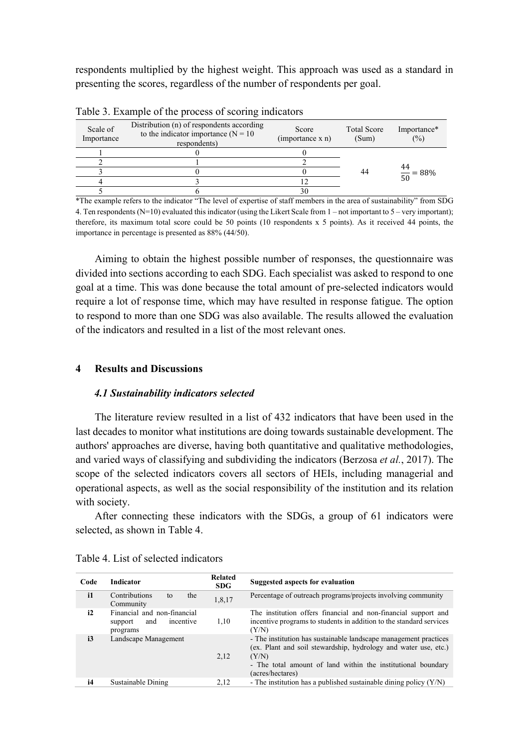respondents multiplied by the highest weight. This approach was used as a standard in presenting the scores, regardless of the number of respondents per goal.

Table 3. Example of the process of scoring indicators

| Scale of Importance | Distribution (n) of respondents according to the indicator importance (N = 10 respondents) | Score (importance x n) | Total Score (Sum) | Importance* (%) |
|---|---|---|---|---|
| 1 | 0 | 0 | 44 | $\frac{44}{50} = 88\%$ |
| 2 | 1 | 2 | | |
| 3 | 0 | 0 | | |
| 4 | 3 | 12 | | |
| 5 | 6 | 30 | | |

*The example refers to the indicator "The level of expertise of staff members in the area of sustainability" from SDG 4. Ten respondents (N=10) evaluated this indicator (using the Likert Scale from 1 – not important to 5 – very important); therefore, its maximum total score could be 50 points (10 respondents x 5 points). As it received 44 points, the importance in percentage is presented as 88% (44/50).

Aiming to obtain the highest possible number of responses, the questionnaire was divided into sections according to each SDG. Each specialist was asked to respond to one goal at a time. This was done because the total amount of pre-selected indicators would require a lot of response time, which may have resulted in response fatigue. The option to respond to more than one SDG was also available. The results allowed the evaluation of the indicators and resulted in a list of the most relevant ones.

## 4 Results and Discussions

### *4.1 Sustainability indicators selected*

The literature review resulted in a list of 432 indicators that have been used in the last decades to monitor what institutions are doing towards sustainable development. The authors' approaches are diverse, having both quantitative and qualitative methodologies, and varied ways of classifying and subdividing the indicators (Berzosa *et al.*, 2017). The scope of the selected indicators covers all sectors of HEIs, including managerial and operational aspects, as well as the social responsibility of the institution and its relation with society.

After connecting these indicators with the SDGs, a group of 61 indicators were selected, as shown in Table 4.

Table 4. List of selected indicators

| Code | Indicator | Related SDG | Suggested aspects for evaluation |
|---|---|---|---|
| **i1** | Contributions to the Community | 1,8,17 | Percentage of outreach programs/projects involving community |
| **i2** | Financial and non-financial support and incentive programs | 1,10 | The institution offers financial and non-financial support and incentive programs to students in addition to the standard services (Y/N) |
| **i3** | Landscape Management | 2,12 | - The institution has sustainable landscape management practices (ex. Plant and soil stewardship, hydrology and water use, etc.) (Y/N)<br>- The total amount of land within the institutional boundary (acres/hectares) |
| **i4** | Sustainable Dining | 2,12 | - The institution has a published sustainable dining policy (Y/N) |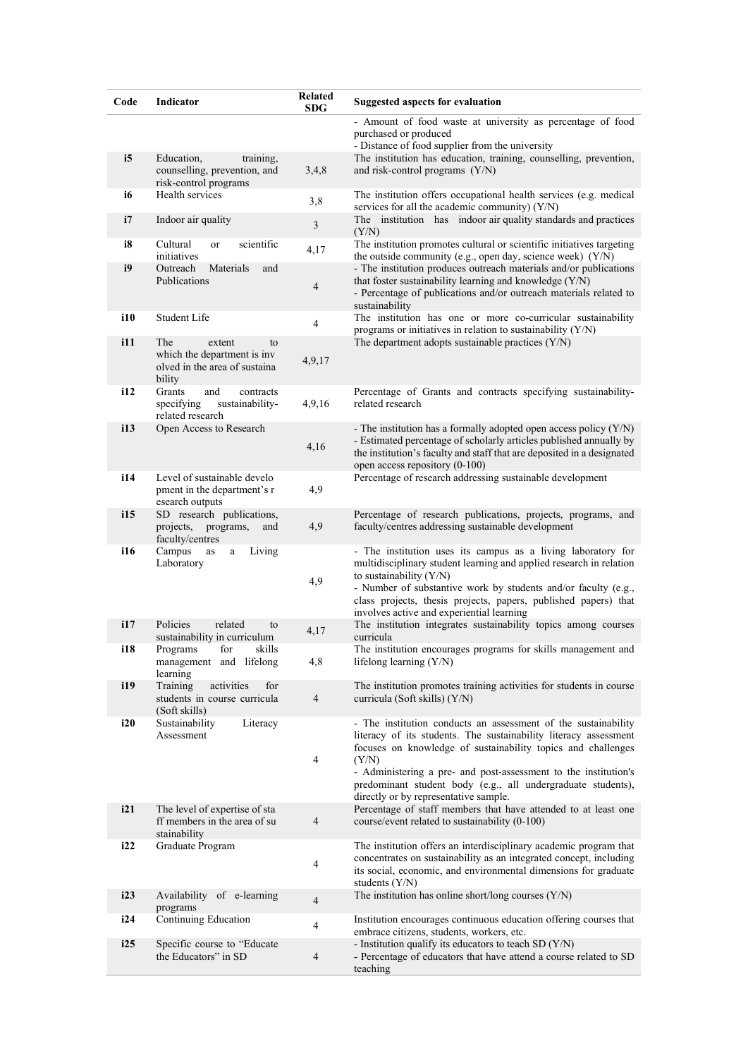| Code | Indicator | Related SDG | Suggested aspects for evaluation |
|---|---|---|---|
| | | | - Amount of food waste at university as percentage of food purchased or produced<br>- Distance of food supplier from the university |
| **i5** | Education, training, counselling, prevention, and risk-control programs | 3,4,8 | The institution has education, training, counselling, prevention, and risk-control programs (Y/N) |
| **i6** | Health services | 3,8 | The institution offers occupational health services (e.g. medical services for all the academic community) (Y/N) |
| **i7** | Indoor air quality | 3 | The institution has indoor air quality standards and practices (Y/N) |
| **i8** | Cultural or scientific initiatives | 4,17 | The institution promotes cultural or scientific initiatives targeting the outside community (e.g., open day, science week) (Y/N) |
| **i9** | Outreach Materials and Publications | 4 | - The institution produces outreach materials and/or publications that foster sustainability learning and knowledge (Y/N)<br>- Percentage of publications and/or outreach materials related to sustainability |
| **i10** | Student Life | 4 | The institution has one or more co-curricular sustainability programs or initiatives in relation to sustainability (Y/N) |
| **i11** | The extent to which the department is inv olved in the area of sustaina bility | 4,9,17 | The department adopts sustainable practices (Y/N) |
| **i12** | Grants and contracts specifying sustainability-related research | 4,9,16 | Percentage of Grants and contracts specifying sustainability-related research |
| **i13** | Open Access to Research | 4,16 | - The institution has a formally adopted open access policy (Y/N)<br>- Estimated percentage of scholarly articles published annually by the institution's faculty and staff that are deposited in a designated open access repository (0-100) |
| **i14** | Level of sustainable develo pment in the department's r esearch outputs | 4,9 | Percentage of research addressing sustainable development |
| **i15** | SD research publications, projects, programs, and faculty/centres | 4,9 | Percentage of research publications, projects, programs, and faculty/centres addressing sustainable development |
| **i16** | Campus as a Living Laboratory | 4,9 | - The institution uses its campus as a living laboratory for multidisciplinary student learning and applied research in relation to sustainability (Y/N)<br>- Number of substantive work by students and/or faculty (e.g., class projects, thesis projects, papers, published papers) that involves active and experiential learning |
| **i17** | Policies related to sustainability in curriculum | 4,17 | The institution integrates sustainability topics among courses curricula |
| **i18** | Programs for skills management and lifelong learning | 4,8 | The institution encourages programs for skills management and lifelong learning (Y/N) |
| **i19** | Training activities for students in course curricula (Soft skills) | 4 | The institution promotes training activities for students in course curricula (Soft skills) (Y/N) |
| **i20** | Sustainability Literacy Assessment | 4 | - The institution conducts an assessment of the sustainability literacy of its students. The sustainability literacy assessment focuses on knowledge of sustainability topics and challenges (Y/N)<br>- Administering a pre- and post-assessment to the institution's predominant student body (e.g., all undergraduate students), directly or by representative sample. |
| **i21** | The level of expertise of sta ff members in the area of su stainability | 4 | Percentage of staff members that have attended to at least one course/event related to sustainability (0-100) |
| **i22** | Graduate Program | 4 | The institution offers an interdisciplinary academic program that concentrates on sustainability as an integrated concept, including its social, economic, and environmental dimensions for graduate students (Y/N) |
| **i23** | Availability of e-learning programs | 4 | The institution has online short/long courses (Y/N) |
| **i24** | Continuing Education | 4 | Institution encourages continuous education offering courses that embrace citizens, students, workers, etc. |
| **i25** | Specific course to "Educate the Educators" in SD | 4 | - Institution qualify its educators to teach SD (Y/N)<br>- Percentage of educators that have attend a course related to SD teaching |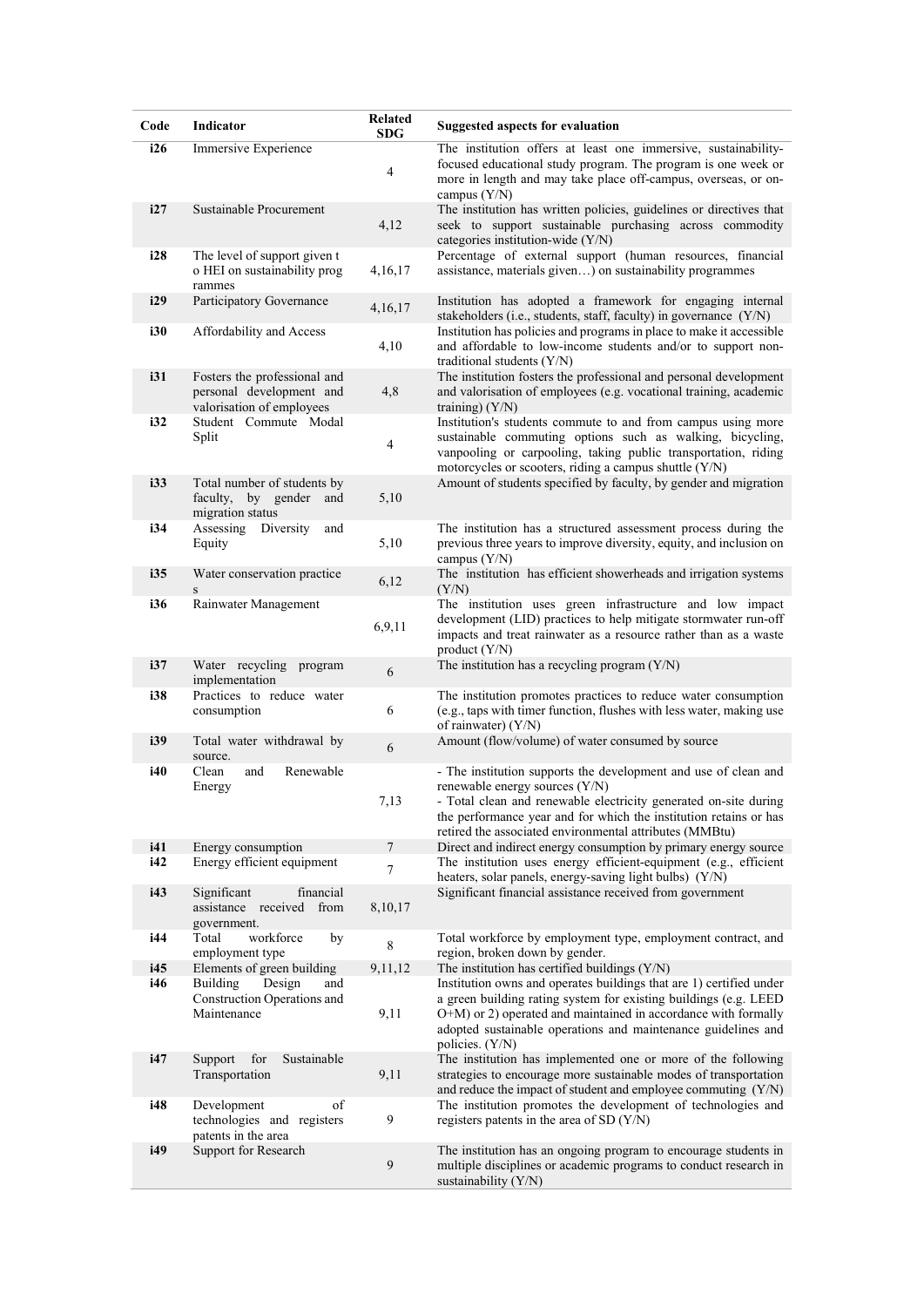| Code | Indicator | Related SDG | Suggested aspects for evaluation |
|---|---|---|---|
| **i26** | Immersive Experience | 4 | The institution offers at least one immersive, sustainability-focused educational study program. The program is one week or more in length and may take place off-campus, overseas, or on-campus (Y/N) |
| **i27** | Sustainable Procurement | 4,12 | The institution has written policies, guidelines or directives that seek to support sustainable purchasing across commodity categories institution-wide (Y/N) |
| **i28** | The level of support given to HEI on sustainability programmes | 4,16,17 | Percentage of external support (human resources, financial assistance, materials given…) on sustainability programmes |
| **i29** | Participatory Governance | 4,16,17 | Institution has adopted a framework for engaging internal stakeholders (i.e., students, staff, faculty) in governance (Y/N) |
| **i30** | Affordability and Access | 4,10 | Institution has policies and programs in place to make it accessible and affordable to low-income students and/or to support non-traditional students (Y/N) |
| **i31** | Fosters the professional and personal development and valorisation of employees | 4,8 | The institution fosters the professional and personal development and valorisation of employees (e.g. vocational training, academic training) (Y/N) |
| **i32** | Student Commute Modal Split | 4 | Institution's students commute to and from campus using more sustainable commuting options such as walking, bicycling, vanpooling or carpooling, taking public transportation, riding motorcycles or scooters, riding a campus shuttle (Y/N) |
| **i33** | Total number of students by faculty, by gender and migration status | 5,10 | Amount of students specified by faculty, by gender and migration |
| **i34** | Assessing Diversity and Equity | 5,10 | The institution has a structured assessment process during the previous three years to improve diversity, equity, and inclusion on campus (Y/N) |
| **i35** | Water conservation practices | 6,12 | The institution has efficient showerheads and irrigation systems (Y/N) |
| **i36** | Rainwater Management | 6,9,11 | The institution uses green infrastructure and low impact development (LID) practices to help mitigate stormwater run-off impacts and treat rainwater as a resource rather than as a waste product (Y/N) |
| **i37** | Water recycling program implementation | 6 | The institution has a recycling program (Y/N) |
| **i38** | Practices to reduce water consumption | 6 | The institution promotes practices to reduce water consumption (e.g., taps with timer function, flushes with less water, making use of rainwater) (Y/N) |
| **i39** | Total water withdrawal by source. | 6 | Amount (flow/volume) of water consumed by source |
| **i40** | Clean and Renewable Energy | 7,13 | - The institution supports the development and use of clean and renewable energy sources (Y/N)<br>- Total clean and renewable electricity generated on-site during the performance year and for which the institution retains or has retired the associated environmental attributes (MMBtu) |
| **i41** | Energy consumption | 7 | Direct and indirect energy consumption by primary energy source |
| **i42** | Energy efficient equipment | 7 | The institution uses energy efficient-equipment (e.g., efficient heaters, solar panels, energy-saving light bulbs) (Y/N) |
| **i43** | Significant financial assistance received from government. | 8,10,17 | Significant financial assistance received from government |
| **i44** | Total workforce by employment type | 8 | Total workforce by employment type, employment contract, and region, broken down by gender. |
| **i45** | Elements of green building | 9,11,12 | The institution has certified buildings (Y/N) |
| **i46** | Building Design and Construction Operations and Maintenance | 9,11 | Institution owns and operates buildings that are 1) certified under a green building rating system for existing buildings (e.g. LEED O+M) or 2) operated and maintained in accordance with formally adopted sustainable operations and maintenance guidelines and policies. (Y/N) |
| **i47** | Support for Sustainable Transportation | 9,11 | The institution has implemented one or more of the following strategies to encourage more sustainable modes of transportation and reduce the impact of student and employee commuting (Y/N) |
| **i48** | Development of technologies and registers patents in the area | 9 | The institution promotes the development of technologies and registers patents in the area of SD (Y/N) |
| **i49** | Support for Research | 9 | The institution has an ongoing program to encourage students in multiple disciplines or academic programs to conduct research in sustainability (Y/N) |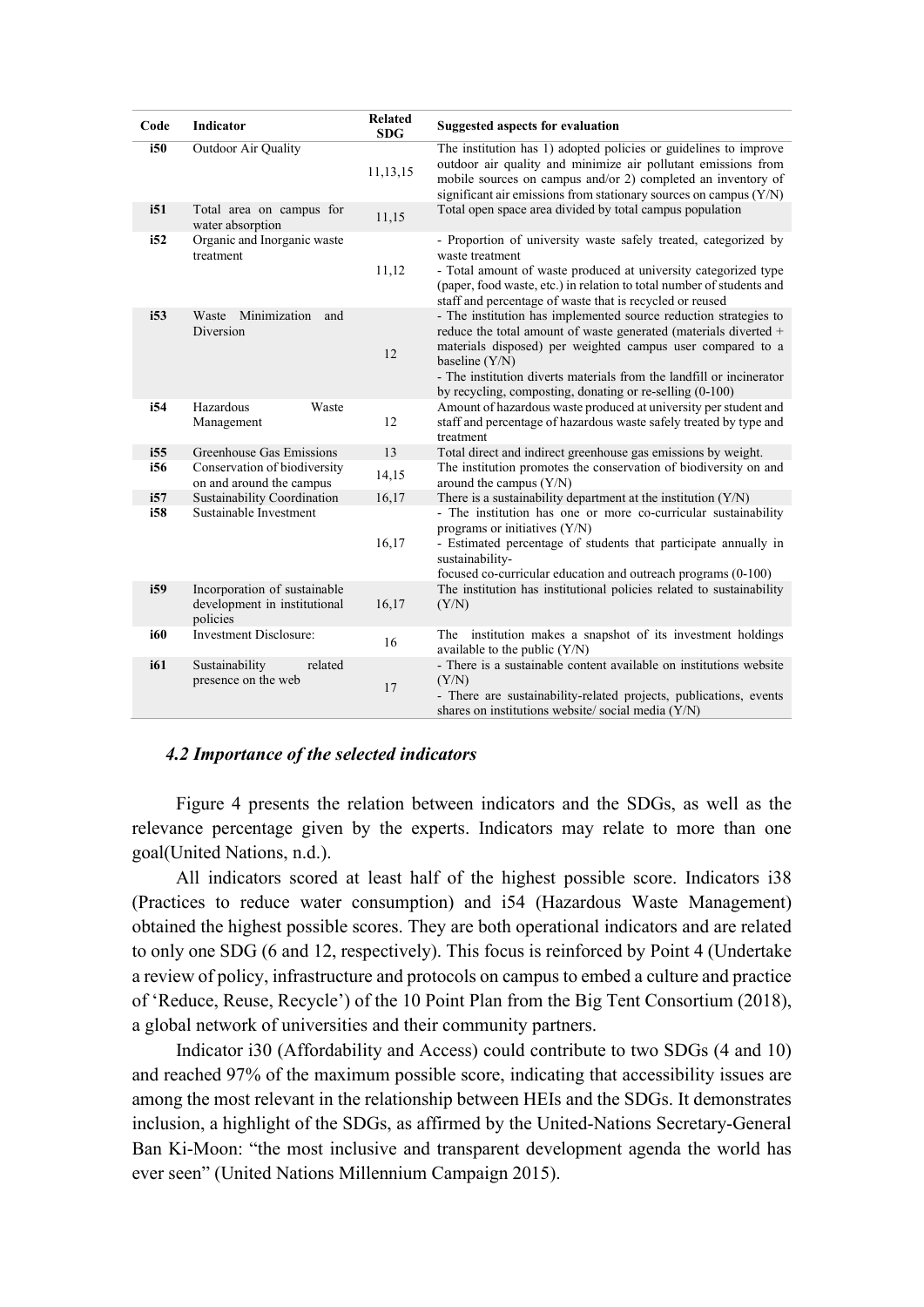| Code | Indicator | Related SDG | Suggested aspects for evaluation |
|---|---|---|---|
| **i50** | Outdoor Air Quality | 11,13,15 | The institution has 1) adopted policies or guidelines to improve outdoor air quality and minimize air pollutant emissions from mobile sources on campus and/or 2) completed an inventory of significant air emissions from stationary sources on campus (Y/N) |
| **i51** | Total area on campus for water absorption | 11,15 | Total open space area divided by total campus population |
| **i52** | Organic and Inorganic waste treatment | 11,12 | - Proportion of university waste safely treated, categorized by waste treatment<br>- Total amount of waste produced at university categorized type (paper, food waste, etc.) in relation to total number of students and staff and percentage of waste that is recycled or reused |
| **i53** | Waste Minimization and Diversion | 12 | - The institution has implemented source reduction strategies to reduce the total amount of waste generated (materials diverted + materials disposed) per weighted campus user compared to a baseline (Y/N)<br>- The institution diverts materials from the landfill or incinerator by recycling, composting, donating or re-selling (0-100) |
| **i54** | Hazardous Waste Management | 12 | Amount of hazardous waste produced at university per student and staff and percentage of hazardous waste safely treated by type and treatment |
| **i55** | Greenhouse Gas Emissions | 13 | Total direct and indirect greenhouse gas emissions by weight. |
| **i56** | Conservation of biodiversity on and around the campus | 14,15 | The institution promotes the conservation of biodiversity on and around the campus (Y/N) |
| **i57** | Sustainability Coordination | 16,17 | There is a sustainability department at the institution (Y/N) |
| **i58** | Sustainable Investment | 16,17 | - The institution has one or more co-curricular sustainability programs or initiatives (Y/N)<br>- Estimated percentage of students that participate annually in sustainability-<br>focused co-curricular education and outreach programs (0-100) |
| **i59** | Incorporation of sustainable development in institutional policies | 16,17 | The institution has institutional policies related to sustainability (Y/N) |
| **i60** | Investment Disclosure: | 16 | The institution makes a snapshot of its investment holdings available to the public (Y/N) |
| **i61** | Sustainability related presence on the web | 17 | - There is a sustainable content available on institutions website (Y/N)<br>- There are sustainability-related projects, publications, events shares on institutions website/ social media (Y/N) |

### *4.2 Importance of the selected indicators*

Figure 4 presents the relation between indicators and the SDGs, as well as the relevance percentage given by the experts. Indicators may relate to more than one goal(United Nations, n.d.).

All indicators scored at least half of the highest possible score. Indicators i38 (Practices to reduce water consumption) and i54 (Hazardous Waste Management) obtained the highest possible scores. They are both operational indicators and are related to only one SDG (6 and 12, respectively). This focus is reinforced by Point 4 (Undertake a review of policy, infrastructure and protocols on campus to embed a culture and practice of 'Reduce, Reuse, Recycle') of the 10 Point Plan from the Big Tent Consortium (2018), a global network of universities and their community partners.

Indicator i30 (Affordability and Access) could contribute to two SDGs (4 and 10) and reached 97% of the maximum possible score, indicating that accessibility issues are among the most relevant in the relationship between HEIs and the SDGs. It demonstrates inclusion, a highlight of the SDGs, as affirmed by the United-Nations Secretary-General Ban Ki-Moon: "the most inclusive and transparent development agenda the world has ever seen" (United Nations Millennium Campaign 2015).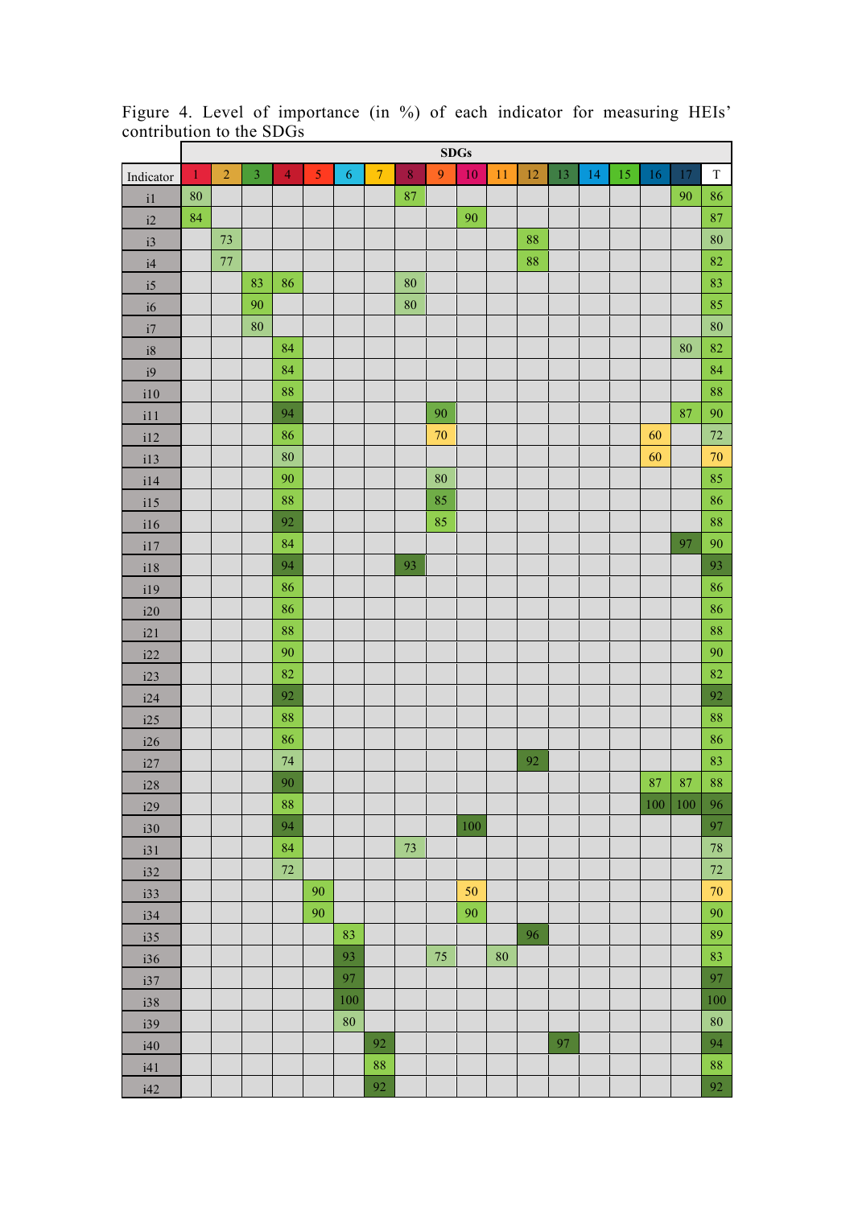Figure 4. Level of importance (in %) of each indicator for measuring HEIs' contribution to the SDGs

| Indicator | 1 | 2 | 3 | 4 | 5 | 6 | 7 | 8 | 9 | 10 | 11 | 12 | 13 | 14 | 15 | 16 | 17 | T |
|---|---|---|---|---|---|---|---|---|---|---|---|---|---|---|---|---|---|---|
| i1 | 80 | | | | | | | 87 | | | | | | | | | 90 | 86 |
| i2 | 84 | | | | | | | | | 90 | | | | | | | | 87 |
| i3 | | 73 | | | | | | | | | | 88 | | | | | | 80 |
| i4 | | 77 | | | | | | | | | | 88 | | | | | | 82 |
| i5 | | | 83 | 86 | | | | 80 | | | | | | | | | | 83 |
| i6 | | | 90 | | | | | 80 | | | | | | | | | | 85 |
| i7 | | | 80 | | | | | | | | | | | | | | | 80 |
| i8 | | | | 84 | | | | | | | | | | | | | 80 | 82 |
| i9 | | | | 84 | | | | | | | | | | | | | | 84 |
| i10 | | | | 88 | | | | | | | | | | | | | | 88 |
| i11 | | | | 94 | | | | | 90 | | | | | | | | 87 | 90 |
| i12 | | | | 86 | | | | | 70 | | | | | | | 60 | | 72 |
| i13 | | | | 80 | | | | | | | | | | | | 60 | | 70 |
| i14 | | | | 90 | | | | | 80 | | | | | | | | | 85 |
| i15 | | | | 88 | | | | | 85 | | | | | | | | | 86 |
| i16 | | | | 92 | | | | | 85 | | | | | | | | | 88 |
| i17 | | | | 84 | | | | | | | | | | | | | 97 | 90 |
| i18 | | | | 94 | | | | 93 | | | | | | | | | | 93 |
| i19 | | | | 86 | | | | | | | | | | | | | | 86 |
| i20 | | | | 86 | | | | | | | | | | | | | | 86 |
| i21 | | | | 88 | | | | | | | | | | | | | | 88 |
| i22 | | | | 90 | | | | | | | | | | | | | | 90 |
| i23 | | | | 82 | | | | | | | | | | | | | | 82 |
| i24 | | | | 92 | | | | | | | | | | | | | | 92 |
| i25 | | | | 88 | | | | | | | | | | | | | | 88 |
| i26 | | | | 86 | | | | | | | | | | | | | | 86 |
| i27 | | | | 74 | | | | | | | | 92 | | | | | | 83 |
| i28 | | | | 90 | | | | | | | | | | | | 87 | 87 | 88 |
| i29 | | | | 88 | | | | | | | | | | | | 100 | 100 | 96 |
| i30 | | | | 94 | | | | | | 100 | | | | | | | | 97 |
| i31 | | | | 84 | | | | 73 | | | | | | | | | | 78 |
| i32 | | | | 72 | | | | | | | | | | | | | | 72 |
| i33 | | | | | 90 | | | | | 50 | | | | | | | | 70 |
| i34 | | | | | 90 | | | | | 90 | | | | | | | | 90 |
| i35 | | | | | | 83 | | | | | | 96 | | | | | | 89 |
| i36 | | | | | | 93 | | | 75 | | 80 | | | | | | | 83 |
| i37 | | | | | | 97 | | | | | | | | | | | | 97 |
| i38 | | | | | | 100 | | | | | | | | | | | | 100 |
| i39 | | | | | | 80 | | | | | | | | | | | | 80 |
| i40 | | | | | | | 92 | | | | | | 97 | | | | | 94 |
| i41 | | | | | | | 88 | | | | | | | | | | | 88 |
| i42 | | | | | | | 92 | | | | | | | | | | | 92 |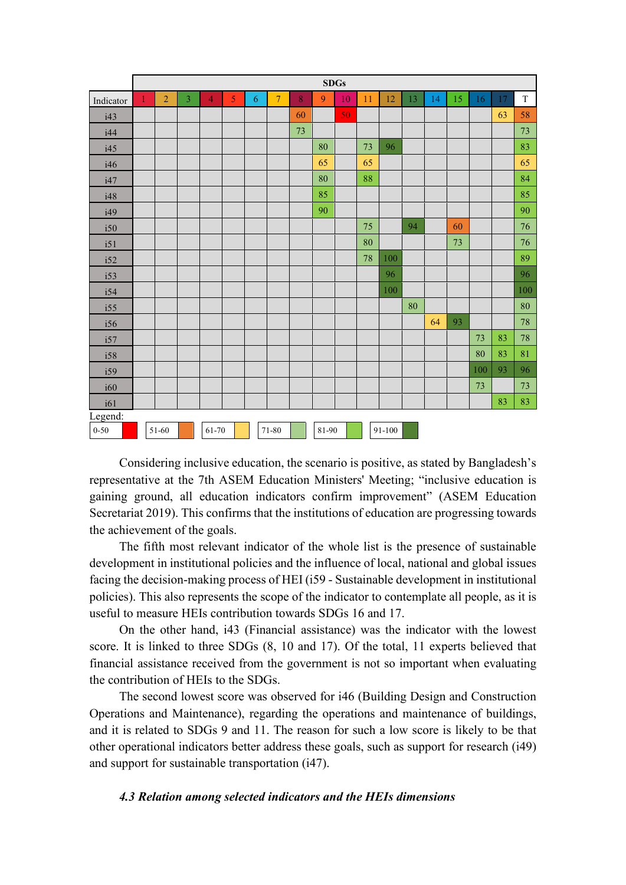| Indicator | SDGs | | | | | | | | | | | | | | | | | |
|---|---|---|---|---|---|---|---|---|---|---|---|---|---|---|---|---|---|---|
| | 1 | 2 | 3 | 4 | 5 | 6 | 7 | 8 | 9 | 10 | 11 | 12 | 13 | 14 | 15 | 16 | 17 | T |
| i43 | | | | | | | | 60 | | 50 | | | | | | | 63 | 58 |
| i44 | | | | | | | | 73 | | | | | | | | | | 73 |
| i45 | | | | | | | | | 80 | | 73 | 96 | | | | | | 83 |
| i46 | | | | | | | | | 65 | | 65 | | | | | | | 65 |
| i47 | | | | | | | | | 80 | | 88 | | | | | | | 84 |
| i48 | | | | | | | | | 85 | | | | | | | | | 85 |
| i49 | | | | | | | | | 90 | | | | | | | | | 90 |
| i50 | | | | | | | | | | | 75 | | 94 | | 60 | | | 76 |
| i51 | | | | | | | | | | | 80 | | | | 73 | | | 76 |
| i52 | | | | | | | | | | | 78 | 100 | | | | | | 89 |
| i53 | | | | | | | | | | | | 96 | | | | | | 96 |
| i54 | | | | | | | | | | | | 100 | | | | | | 100 |
| i55 | | | | | | | | | | | | | 80 | | | | | 80 |
| i56 | | | | | | | | | | | | | | 64 | 93 | | | 78 |
| i57 | | | | | | | | | | | | | | | | 73 | 83 | 78 |
| i58 | | | | | | | | | | | | | | | | 80 | 83 | 81 |
| i59 | | | | | | | | | | | | | | | | 100 | 93 | 96 |
| i60 | | | | | | | | | | | | | | | | 73 | | 73 |
| i61 | | | | | | | | | | | | | | | | | 83 | 83 |

Legend: 0-50 | 51-60 | 61-70 | 71-80 | 81-90 | 91-100

Considering inclusive education, the scenario is positive, as stated by Bangladesh's representative at the 7th ASEM Education Ministers' Meeting; "inclusive education is gaining ground, all education indicators confirm improvement" (ASEM Education Secretariat 2019). This confirms that the institutions of education are progressing towards the achievement of the goals.

The fifth most relevant indicator of the whole list is the presence of sustainable development in institutional policies and the influence of local, national and global issues facing the decision-making process of HEI (i59 - Sustainable development in institutional policies). This also represents the scope of the indicator to contemplate all people, as it is useful to measure HEIs contribution towards SDGs 16 and 17.

On the other hand, i43 (Financial assistance) was the indicator with the lowest score. It is linked to three SDGs (8, 10 and 17). Of the total, 11 experts believed that financial assistance received from the government is not so important when evaluating the contribution of HEIs to the SDGs.

The second lowest score was observed for i46 (Building Design and Construction Operations and Maintenance), regarding the operations and maintenance of buildings, and it is related to SDGs 9 and 11. The reason for such a low score is likely to be that other operational indicators better address these goals, such as support for research (i49) and support for sustainable transportation (i47).

### *4.3 Relation among selected indicators and the HEIs dimensions*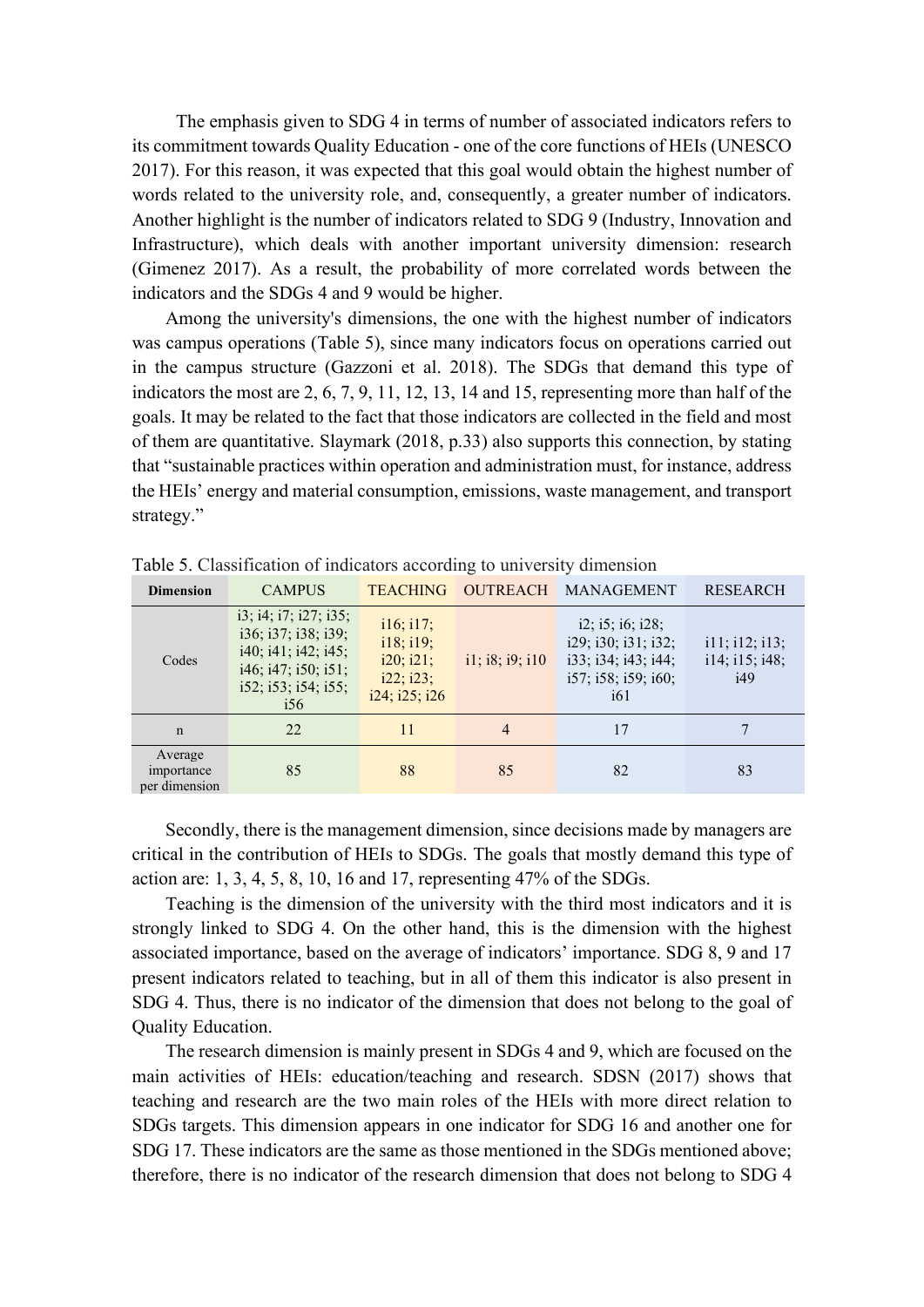The emphasis given to SDG 4 in terms of number of associated indicators refers to its commitment towards Quality Education - one of the core functions of HEIs (UNESCO 2017). For this reason, it was expected that this goal would obtain the highest number of words related to the university role, and, consequently, a greater number of indicators. Another highlight is the number of indicators related to SDG 9 (Industry, Innovation and Infrastructure), which deals with another important university dimension: research (Gimenez 2017). As a result, the probability of more correlated words between the indicators and the SDGs 4 and 9 would be higher.

Among the university's dimensions, the one with the highest number of indicators was campus operations (Table 5), since many indicators focus on operations carried out in the campus structure (Gazzoni et al. 2018). The SDGs that demand this type of indicators the most are 2, 6, 7, 9, 11, 12, 13, 14 and 15, representing more than half of the goals. It may be related to the fact that those indicators are collected in the field and most of them are quantitative. Slaymark (2018, p.33) also supports this connection, by stating that "sustainable practices within operation and administration must, for instance, address the HEIs' energy and material consumption, emissions, waste management, and transport strategy."

Table 5. Classification of indicators according to university dimension

| Dimension | CAMPUS | TEACHING | OUTREACH | MANAGEMENT | RESEARCH |
|---|---|---|---|---|---|
| Codes | i3; i4; i7; i27; i35; i36; i37; i38; i39; i40; i41; i42; i45; i46; i47; i50; i51; i52; i53; i54; i55; i56 | i16; i17; i18; i19; i20; i21; i22; i23; i24; i25; i26 | i1; i8; i9; i10 | i2; i5; i6; i28; i29; i30; i31; i32; i33; i34; i43; i44; i57; i58; i59; i60; i61 | i11; i12; i13; i14; i15; i48; i49 |
| n | 22 | 11 | 4 | 17 | 7 |
| Average importance per dimension | 85 | 88 | 85 | 82 | 83 |

Secondly, there is the management dimension, since decisions made by managers are critical in the contribution of HEIs to SDGs. The goals that mostly demand this type of action are: 1, 3, 4, 5, 8, 10, 16 and 17, representing 47% of the SDGs.

Teaching is the dimension of the university with the third most indicators and it is strongly linked to SDG 4. On the other hand, this is the dimension with the highest associated importance, based on the average of indicators' importance. SDG 8, 9 and 17 present indicators related to teaching, but in all of them this indicator is also present in SDG 4. Thus, there is no indicator of the dimension that does not belong to the goal of Quality Education.

The research dimension is mainly present in SDGs 4 and 9, which are focused on the main activities of HEIs: education/teaching and research. SDSN (2017) shows that teaching and research are the two main roles of the HEIs with more direct relation to SDGs targets. This dimension appears in one indicator for SDG 16 and another one for SDG 17. These indicators are the same as those mentioned in the SDGs mentioned above; therefore, there is no indicator of the research dimension that does not belong to SDG 4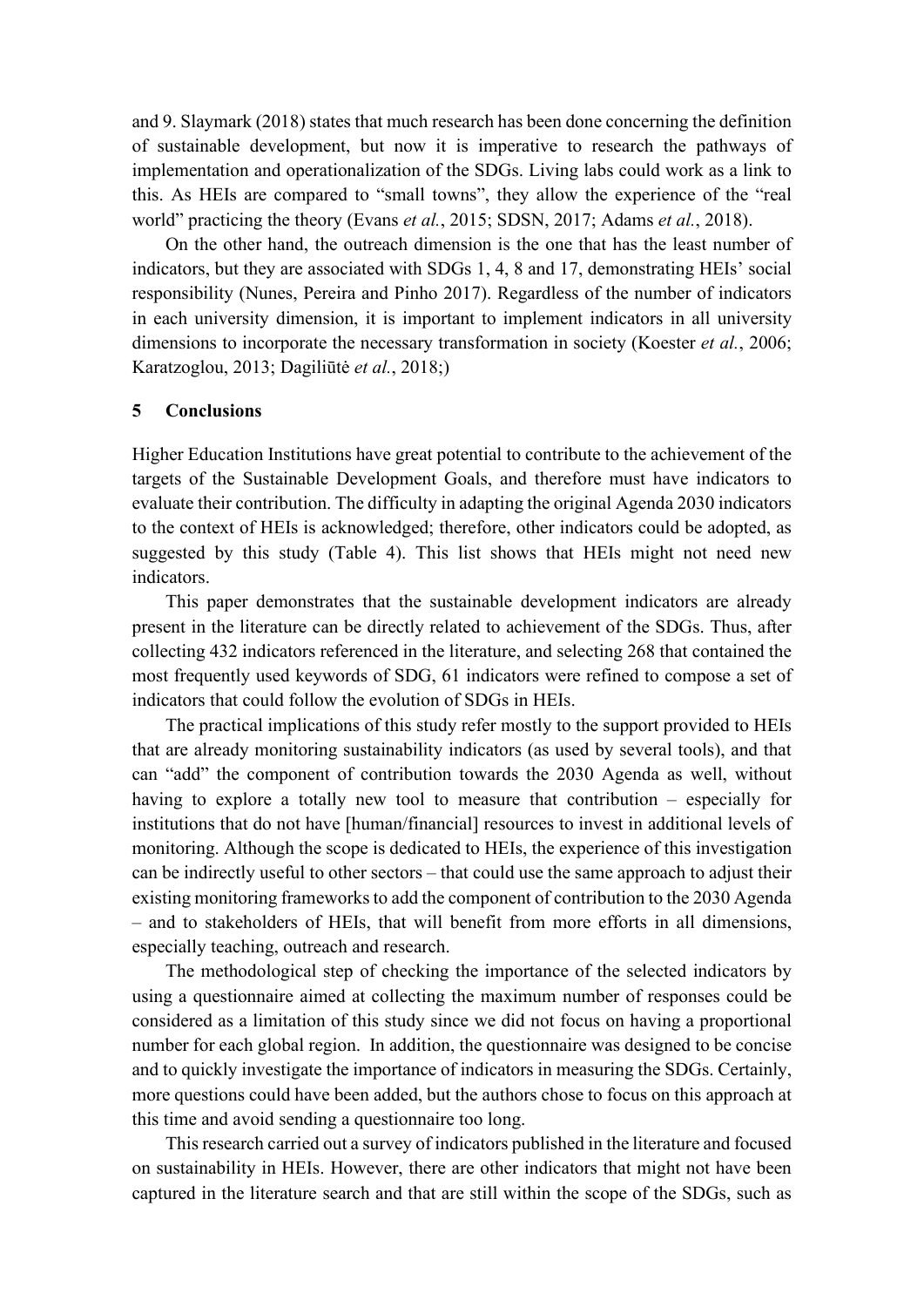and 9. Slaymark (2018) states that much research has been done concerning the definition of sustainable development, but now it is imperative to research the pathways of implementation and operationalization of the SDGs. Living labs could work as a link to this. As HEIs are compared to "small towns", they allow the experience of the "real world" practicing the theory (Evans *et al.*, 2015; SDSN, 2017; Adams *et al.*, 2018).

On the other hand, the outreach dimension is the one that has the least number of indicators, but they are associated with SDGs 1, 4, 8 and 17, demonstrating HEIs' social responsibility (Nunes, Pereira and Pinho 2017). Regardless of the number of indicators in each university dimension, it is important to implement indicators in all university dimensions to incorporate the necessary transformation in society (Koester *et al.*, 2006; Karatzoglou, 2013; Dagiliūtė *et al.*, 2018;)

## 5 Conclusions

Higher Education Institutions have great potential to contribute to the achievement of the targets of the Sustainable Development Goals, and therefore must have indicators to evaluate their contribution. The difficulty in adapting the original Agenda 2030 indicators to the context of HEIs is acknowledged; therefore, other indicators could be adopted, as suggested by this study (Table 4). This list shows that HEIs might not need new indicators.

This paper demonstrates that the sustainable development indicators are already present in the literature can be directly related to achievement of the SDGs. Thus, after collecting 432 indicators referenced in the literature, and selecting 268 that contained the most frequently used keywords of SDG, 61 indicators were refined to compose a set of indicators that could follow the evolution of SDGs in HEIs.

The practical implications of this study refer mostly to the support provided to HEIs that are already monitoring sustainability indicators (as used by several tools), and that can "add" the component of contribution towards the 2030 Agenda as well, without having to explore a totally new tool to measure that contribution – especially for institutions that do not have [human/financial] resources to invest in additional levels of monitoring. Although the scope is dedicated to HEIs, the experience of this investigation can be indirectly useful to other sectors – that could use the same approach to adjust their existing monitoring frameworks to add the component of contribution to the 2030 Agenda – and to stakeholders of HEIs, that will benefit from more efforts in all dimensions, especially teaching, outreach and research.

The methodological step of checking the importance of the selected indicators by using a questionnaire aimed at collecting the maximum number of responses could be considered as a limitation of this study since we did not focus on having a proportional number for each global region. In addition, the questionnaire was designed to be concise and to quickly investigate the importance of indicators in measuring the SDGs. Certainly, more questions could have been added, but the authors chose to focus on this approach at this time and avoid sending a questionnaire too long.

This research carried out a survey of indicators published in the literature and focused on sustainability in HEIs. However, there are other indicators that might not have been captured in the literature search and that are still within the scope of the SDGs, such as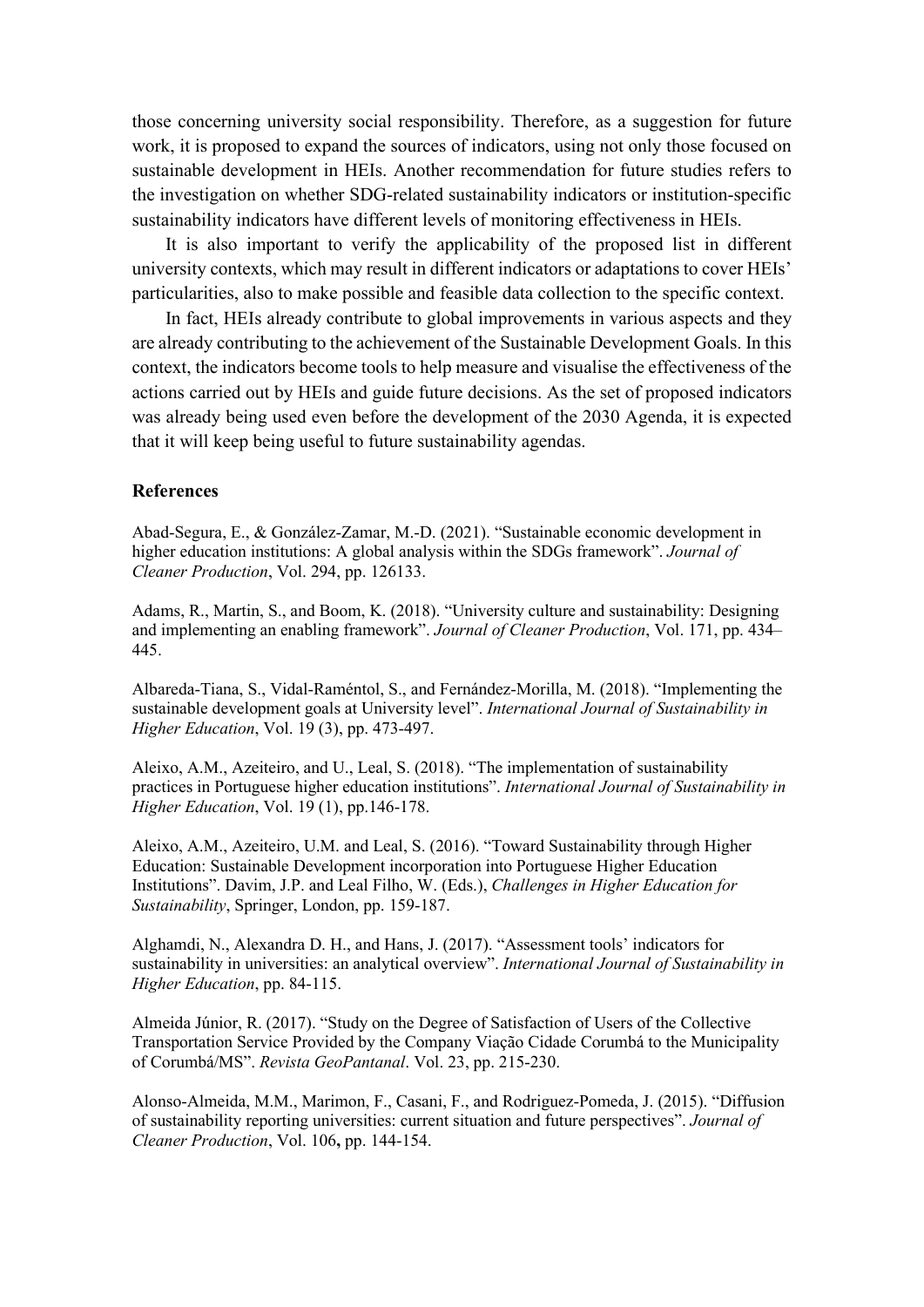those concerning university social responsibility. Therefore, as a suggestion for future work, it is proposed to expand the sources of indicators, using not only those focused on sustainable development in HEIs. Another recommendation for future studies refers to the investigation on whether SDG-related sustainability indicators or institution-specific sustainability indicators have different levels of monitoring effectiveness in HEIs.

It is also important to verify the applicability of the proposed list in different university contexts, which may result in different indicators or adaptations to cover HEIs' particularities, also to make possible and feasible data collection to the specific context.

In fact, HEIs already contribute to global improvements in various aspects and they are already contributing to the achievement of the Sustainable Development Goals. In this context, the indicators become tools to help measure and visualise the effectiveness of the actions carried out by HEIs and guide future decisions. As the set of proposed indicators was already being used even before the development of the 2030 Agenda, it is expected that it will keep being useful to future sustainability agendas.

## References

Abad-Segura, E., & González-Zamar, M.-D. (2021). "Sustainable economic development in higher education institutions: A global analysis within the SDGs framework". *Journal of Cleaner Production*, Vol. 294, pp. 126133.

Adams, R., Martin, S., and Boom, K. (2018). "University culture and sustainability: Designing and implementing an enabling framework". *Journal of Cleaner Production*, Vol. 171, pp. 434–445.

Albareda-Tiana, S., Vidal-Raméntol, S., and Fernández-Morilla, M. (2018). "Implementing the sustainable development goals at University level". *International Journal of Sustainability in Higher Education*, Vol. 19 (3), pp. 473-497.

Aleixo, A.M., Azeiteiro, and U., Leal, S. (2018). "The implementation of sustainability practices in Portuguese higher education institutions". *International Journal of Sustainability in Higher Education*, Vol. 19 (1), pp.146-178.

Aleixo, A.M., Azeiteiro, U.M. and Leal, S. (2016). "Toward Sustainability through Higher Education: Sustainable Development incorporation into Portuguese Higher Education Institutions". Davim, J.P. and Leal Filho, W. (Eds.), *Challenges in Higher Education for Sustainability*, Springer, London, pp. 159-187.

Alghamdi, N., Alexandra D. H., and Hans, J. (2017). "Assessment tools' indicators for sustainability in universities: an analytical overview". *International Journal of Sustainability in Higher Education*, pp. 84-115.

Almeida Júnior, R. (2017). "Study on the Degree of Satisfaction of Users of the Collective Transportation Service Provided by the Company Viação Cidade Corumbá to the Municipality of Corumbá/MS". *Revista GeoPantanal*. Vol. 23, pp. 215-230.

Alonso-Almeida, M.M., Marimon, F., Casani, F., and Rodriguez-Pomeda, J. (2015). "Diffusion of sustainability reporting universities: current situation and future perspectives". *Journal of Cleaner Production*, Vol. 106**,** pp. 144-154.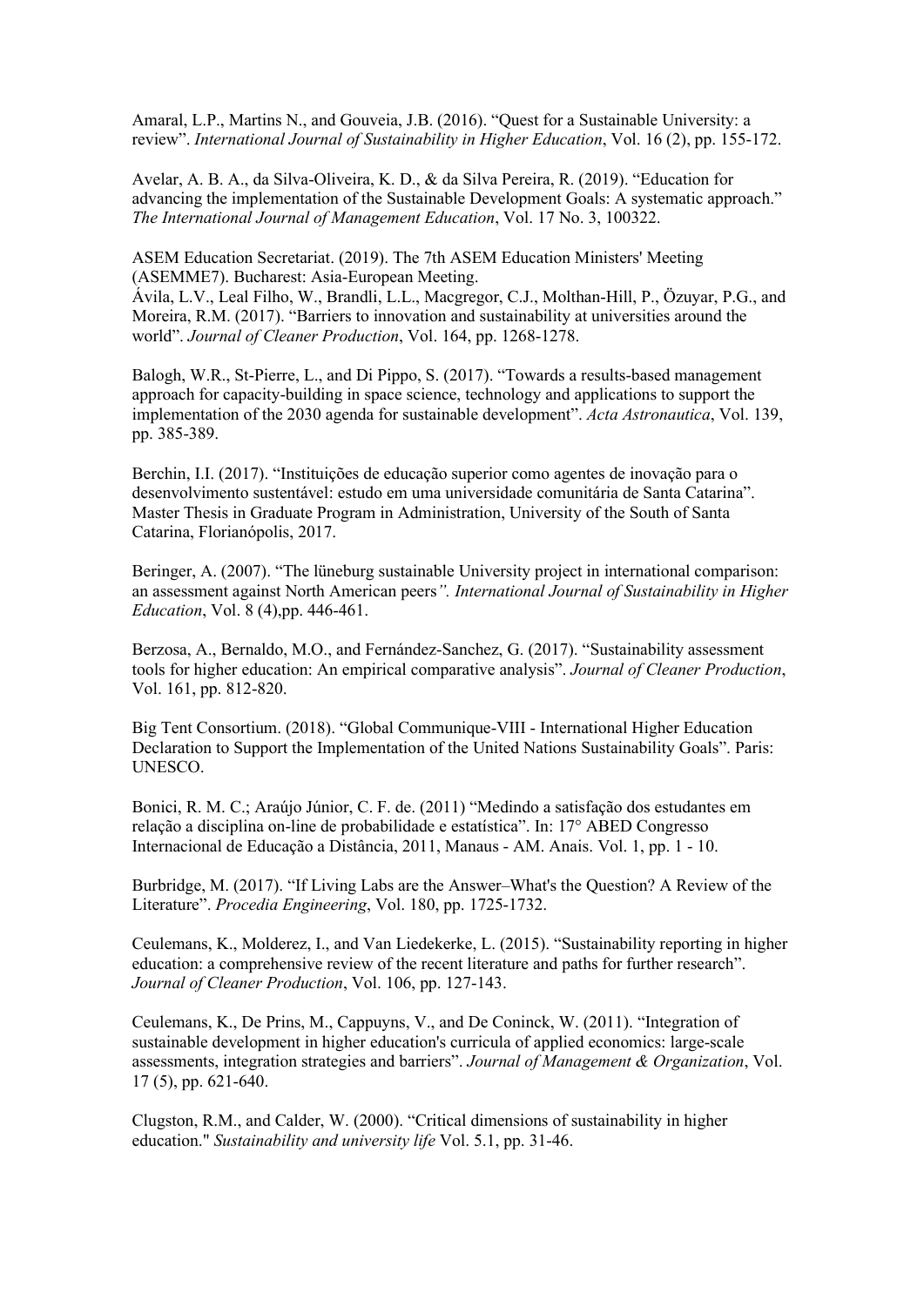Amaral, L.P., Martins N., and Gouveia, J.B. (2016). "Quest for a Sustainable University: a review". *International Journal of Sustainability in Higher Education*, Vol. 16 (2), pp. 155-172.

Avelar, A. B. A., da Silva-Oliveira, K. D., & da Silva Pereira, R. (2019). "Education for advancing the implementation of the Sustainable Development Goals: A systematic approach." *The International Journal of Management Education*, Vol. 17 No. 3, 100322.

ASEM Education Secretariat. (2019). The 7th ASEM Education Ministers' Meeting (ASEMME7). Bucharest: Asia-European Meeting.
Ávila, L.V., Leal Filho, W., Brandli, L.L., Macgregor, C.J., Molthan-Hill, P., Özuyar, P.G., and Moreira, R.M. (2017). "Barriers to innovation and sustainability at universities around the world". *Journal of Cleaner Production*, Vol. 164, pp. 1268-1278.

Balogh, W.R., St-Pierre, L., and Di Pippo, S. (2017). "Towards a results-based management approach for capacity-building in space science, technology and applications to support the implementation of the 2030 agenda for sustainable development". *Acta Astronautica*, Vol. 139, pp. 385-389.

Berchin, I.I. (2017). "Instituições de educação superior como agentes de inovação para o desenvolvimento sustentável: estudo em uma universidade comunitária de Santa Catarina". Master Thesis in Graduate Program in Administration, University of the South of Santa Catarina, Florianópolis, 2017.

Beringer, A. (2007). "The lüneburg sustainable University project in international comparison: an assessment against North American peers*". International Journal of Sustainability in Higher Education*, Vol. 8 (4),pp. 446-461.

Berzosa, A., Bernaldo, M.O., and Fernández-Sanchez, G. (2017). "Sustainability assessment tools for higher education: An empirical comparative analysis". *Journal of Cleaner Production*, Vol. 161, pp. 812-820.

Big Tent Consortium. (2018). "Global Communique-VIII - International Higher Education Declaration to Support the Implementation of the United Nations Sustainability Goals". Paris: UNESCO.

Bonici, R. M. C.; Araújo Júnior, C. F. de. (2011) "Medindo a satisfação dos estudantes em relação a disciplina on-line de probabilidade e estatística". In: 17° ABED Congresso Internacional de Educação a Distância, 2011, Manaus - AM. Anais. Vol. 1, pp. 1 - 10.

Burbridge, M. (2017). "If Living Labs are the Answer–What's the Question? A Review of the Literature". *Procedia Engineering*, Vol. 180, pp. 1725-1732.

Ceulemans, K., Molderez, I., and Van Liedekerke, L. (2015). "Sustainability reporting in higher education: a comprehensive review of the recent literature and paths for further research". *Journal of Cleaner Production*, Vol. 106, pp. 127-143.

Ceulemans, K., De Prins, M., Cappuyns, V., and De Coninck, W. (2011). "Integration of sustainable development in higher education's curricula of applied economics: large-scale assessments, integration strategies and barriers". *Journal of Management & Organization*, Vol. 17 (5), pp. 621-640.

Clugston, R.M., and Calder, W. (2000). "Critical dimensions of sustainability in higher education." *Sustainability and university life* Vol. 5.1, pp. 31-46.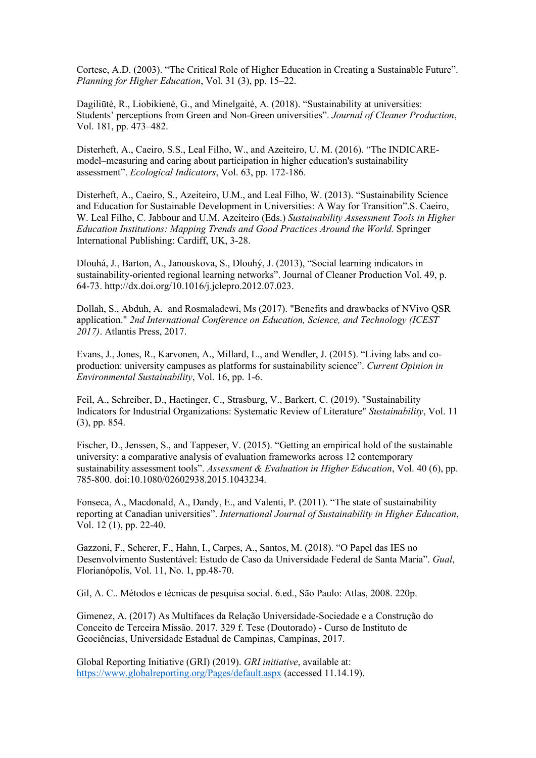Cortese, A.D. (2003). “The Critical Role of Higher Education in Creating a Sustainable Future”. *Planning for Higher Education*, Vol. 31 (3), pp. 15–22.

Dagiliūtė, R., Liobikienė, G., and Minelgaitė, A. (2018). “Sustainability at universities: Students’ perceptions from Green and Non-Green universities”. *Journal of Cleaner Production*, Vol. 181, pp. 473–482.

Disterheft, A., Caeiro, S.S., Leal Filho, W., and Azeiteiro, U. M. (2016). “The INDICARE-model–measuring and caring about participation in higher education's sustainability assessment”. *Ecological Indicators*, Vol. 63, pp. 172-186.

Disterheft, A., Caeiro, S., Azeiteiro, U.M., and Leal Filho, W. (2013). “Sustainability Science and Education for Sustainable Development in Universities: A Way for Transition”.S. Caeiro, W. Leal Filho, C. Jabbour and U.M. Azeiteiro (Eds.) *Sustainability Assessment Tools in Higher Education Institutions: Mapping Trends and Good Practices Around the World.* Springer International Publishing: Cardiff, UK, 3-28.

Dlouhá, J., Barton, A., Janouskova, S., Dlouhý, J. (2013), “Social learning indicators in sustainability-oriented regional learning networks”. Journal of Cleaner Production Vol. 49, p. 64-73. http://dx.doi.org/10.1016/j.jclepro.2012.07.023.

Dollah, S., Abduh, A. and Rosmaladewi, Ms (2017). "Benefits and drawbacks of NVivo QSR application." *2nd International Conference on Education, Science, and Technology (ICEST 2017)*. Atlantis Press, 2017.

Evans, J., Jones, R., Karvonen, A., Millard, L., and Wendler, J. (2015). “Living labs and co-production: university campuses as platforms for sustainability science”. *Current Opinion in Environmental Sustainability*, Vol. 16, pp. 1-6.

Feil, A., Schreiber, D., Haetinger, C., Strasburg, V., Barkert, C. (2019). "Sustainability Indicators for Industrial Organizations: Systematic Review of Literature" *Sustainability*, Vol. 11 (3), pp. 854.

Fischer, D., Jenssen, S., and Tappeser, V. (2015). “Getting an empirical hold of the sustainable university: a comparative analysis of evaluation frameworks across 12 contemporary sustainability assessment tools”. *Assessment & Evaluation in Higher Education*, Vol. 40 (6), pp. 785-800. doi:10.1080/02602938.2015.1043234.

Fonseca, A., Macdonald, A., Dandy, E., and Valenti, P. (2011). “The state of sustainability reporting at Canadian universities”. *International Journal of Sustainability in Higher Education*, Vol. 12 (1), pp. 22-40.

Gazzoni, F., Scherer, F., Hahn, I., Carpes, A., Santos, M. (2018). “O Papel das IES no Desenvolvimento Sustentável: Estudo de Caso da Universidade Federal de Santa Maria”. *Gual*, Florianópolis, Vol. 11, No. 1, pp.48-70.

Gil, A. C.. Métodos e técnicas de pesquisa social. 6.ed., São Paulo: Atlas, 2008. 220p.

Gimenez, A. (2017) As Multifaces da Relação Universidade-Sociedade e a Construção do Conceito de Terceira Missão. 2017. 329 f. Tese (Doutorado) - Curso de Instituto de Geociências, Universidade Estadual de Campinas, Campinas, 2017.

Global Reporting Initiative (GRI) (2019). *GRI initiative*, available at: https://www.globalreporting.org/Pages/default.aspx (accessed 11.14.19).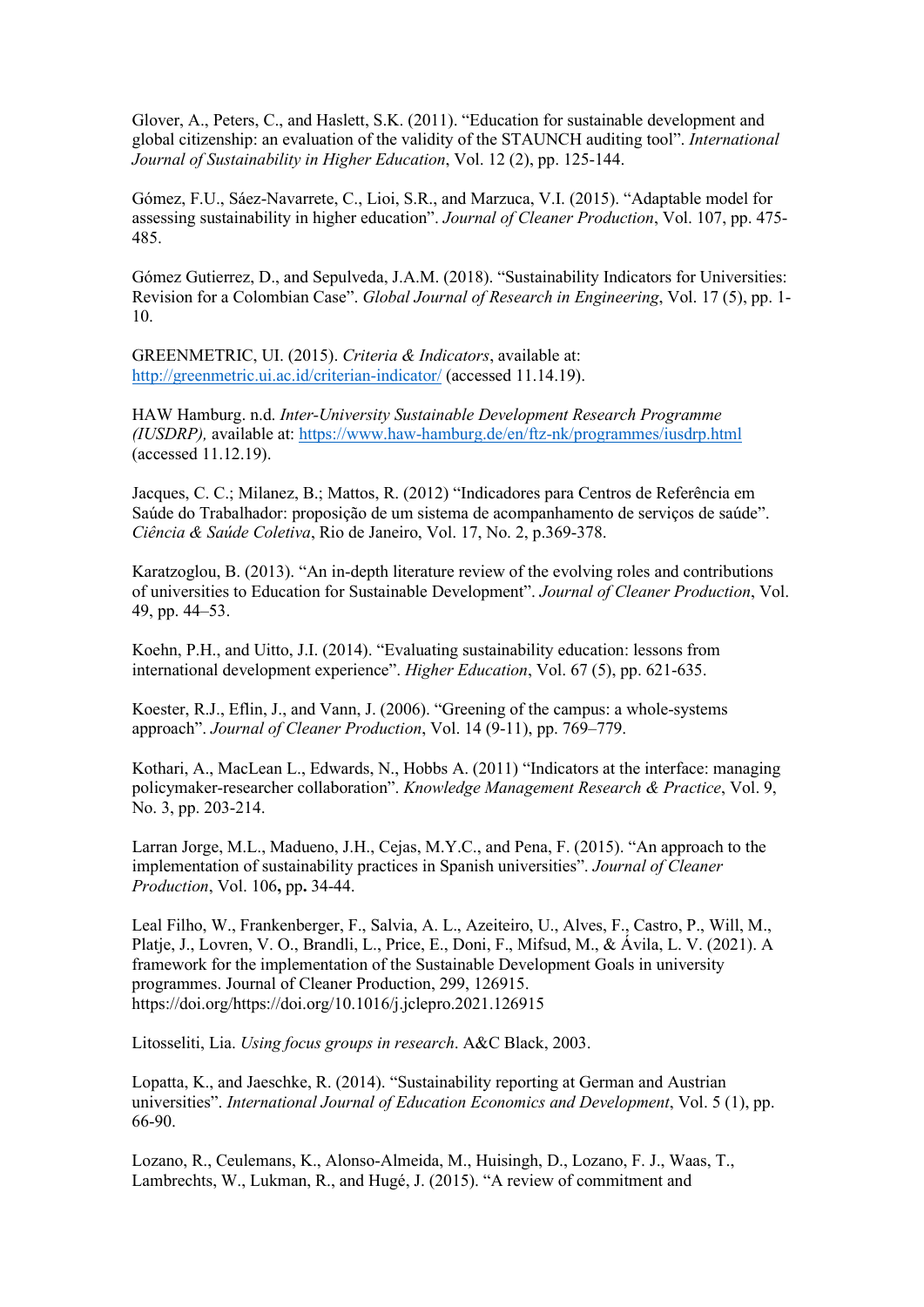Glover, A., Peters, C., and Haslett, S.K. (2011). “Education for sustainable development and global citizenship: an evaluation of the validity of the STAUNCH auditing tool”. *International Journal of Sustainability in Higher Education*, Vol. 12 (2), pp. 125-144.

Gómez, F.U., Sáez-Navarrete, C., Lioi, S.R., and Marzuca, V.I. (2015). “Adaptable model for assessing sustainability in higher education”. *Journal of Cleaner Production*, Vol. 107, pp. 475-485.

Gómez Gutierrez, D., and Sepulveda, J.A.M. (2018). “Sustainability Indicators for Universities: Revision for a Colombian Case”. *Global Journal of Research in Engineering*, Vol. 17 (5), pp. 1-10.

GREENMETRIC, UI. (2015). *Criteria & Indicators*, available at: http://greenmetric.ui.ac.id/criterian-indicator/ (accessed 11.14.19).

HAW Hamburg. n.d. *Inter-University Sustainable Development Research Programme (IUSDRP),* available at: https://www.haw-hamburg.de/en/ftz-nk/programmes/iusdrp.html (accessed 11.12.19).

Jacques, C. C.; Milanez, B.; Mattos, R. (2012) “Indicadores para Centros de Referência em Saúde do Trabalhador: proposição de um sistema de acompanhamento de serviços de saúde”. *Ciência & Saúde Coletiva*, Rio de Janeiro, Vol. 17, No. 2, p.369-378.

Karatzoglou, B. (2013). “An in-depth literature review of the evolving roles and contributions of universities to Education for Sustainable Development”. *Journal of Cleaner Production*, Vol. 49, pp. 44–53.

Koehn, P.H., and Uitto, J.I. (2014). “Evaluating sustainability education: lessons from international development experience”. *Higher Education*, Vol. 67 (5), pp. 621-635.

Koester, R.J., Eflin, J., and Vann, J. (2006). “Greening of the campus: a whole-systems approach”. *Journal of Cleaner Production*, Vol. 14 (9-11), pp. 769–779.

Kothari, A., MacLean L., Edwards, N., Hobbs A. (2011) “Indicators at the interface: managing policymaker-researcher collaboration”. *Knowledge Management Research & Practice*, Vol. 9, No. 3, pp. 203-214.

Larran Jorge, M.L., Madueno, J.H., Cejas, M.Y.C., and Pena, F. (2015). “An approach to the implementation of sustainability practices in Spanish universities”. *Journal of Cleaner Production*, Vol. 106**,** pp**.** 34-44.

Leal Filho, W., Frankenberger, F., Salvia, A. L., Azeiteiro, U., Alves, F., Castro, P., Will, M., Platje, J., Lovren, V. O., Brandli, L., Price, E., Doni, F., Mifsud, M., & Ávila, L. V. (2021). A framework for the implementation of the Sustainable Development Goals in university programmes. Journal of Cleaner Production, 299, 126915. https://doi.org/https://doi.org/10.1016/j.jclepro.2021.126915

Litosseliti, Lia. *Using focus groups in research*. A&C Black, 2003.

Lopatta, K., and Jaeschke, R. (2014). “Sustainability reporting at German and Austrian universities”. *International Journal of Education Economics and Development*, Vol. 5 (1), pp. 66-90.

Lozano, R., Ceulemans, K., Alonso-Almeida, M., Huisingh, D., Lozano, F. J., Waas, T., Lambrechts, W., Lukman, R., and Hugé, J. (2015). “A review of commitment and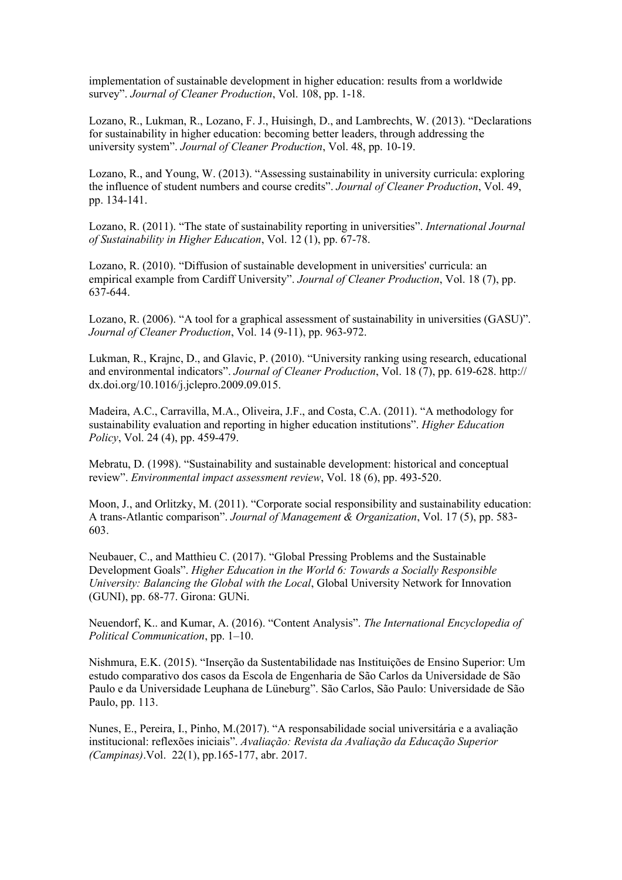implementation of sustainable development in higher education: results from a worldwide survey". *Journal of Cleaner Production*, Vol. 108, pp. 1-18.

Lozano, R., Lukman, R., Lozano, F. J., Huisingh, D., and Lambrechts, W. (2013). "Declarations for sustainability in higher education: becoming better leaders, through addressing the university system". *Journal of Cleaner Production*, Vol. 48, pp. 10-19.

Lozano, R., and Young, W. (2013). "Assessing sustainability in university curricula: exploring the influence of student numbers and course credits". *Journal of Cleaner Production*, Vol. 49, pp. 134-141.

Lozano, R. (2011). "The state of sustainability reporting in universities". *International Journal of Sustainability in Higher Education*, Vol. 12 (1), pp. 67-78.

Lozano, R. (2010). "Diffusion of sustainable development in universities' curricula: an empirical example from Cardiff University". *Journal of Cleaner Production*, Vol. 18 (7), pp. 637-644.

Lozano, R. (2006). "A tool for a graphical assessment of sustainability in universities (GASU)". *Journal of Cleaner Production*, Vol. 14 (9-11), pp. 963-972.

Lukman, R., Krajnc, D., and Glavic, P. (2010). "University ranking using research, educational and environmental indicators". *Journal of Cleaner Production*, Vol. 18 (7), pp. 619-628. http://dx.doi.org/10.1016/j.jclepro.2009.09.015.

Madeira, A.C., Carravilla, M.A., Oliveira, J.F., and Costa, C.A. (2011). "A methodology for sustainability evaluation and reporting in higher education institutions". *Higher Education Policy*, Vol. 24 (4), pp. 459-479.

Mebratu, D. (1998). "Sustainability and sustainable development: historical and conceptual review". *Environmental impact assessment review*, Vol. 18 (6), pp. 493-520.

Moon, J., and Orlitzky, M. (2011). "Corporate social responsibility and sustainability education: A trans-Atlantic comparison". *Journal of Management & Organization*, Vol. 17 (5), pp. 583-603.

Neubauer, C., and Matthieu C. (2017). "Global Pressing Problems and the Sustainable Development Goals". *Higher Education in the World 6: Towards a Socially Responsible University: Balancing the Global with the Local*, Global University Network for Innovation (GUNI), pp. 68-77. Girona: GUNi.

Neuendorf, K.. and Kumar, A. (2016). "Content Analysis". *The International Encyclopedia of Political Communication*, pp. 1–10.

Nishmura, E.K. (2015). "Inserção da Sustentabilidade nas Instituições de Ensino Superior: Um estudo comparativo dos casos da Escola de Engenharia de São Carlos da Universidade de São Paulo e da Universidade Leuphana de Lüneburg". São Carlos, São Paulo: Universidade de São Paulo, pp. 113.

Nunes, E., Pereira, I., Pinho, M.(2017). "A responsabilidade social universitária e a avaliação institucional: reflexões iniciais". *Avaliação: Revista da Avaliação da Educação Superior (Campinas)*.Vol. 22(1), pp.165-177, abr. 2017.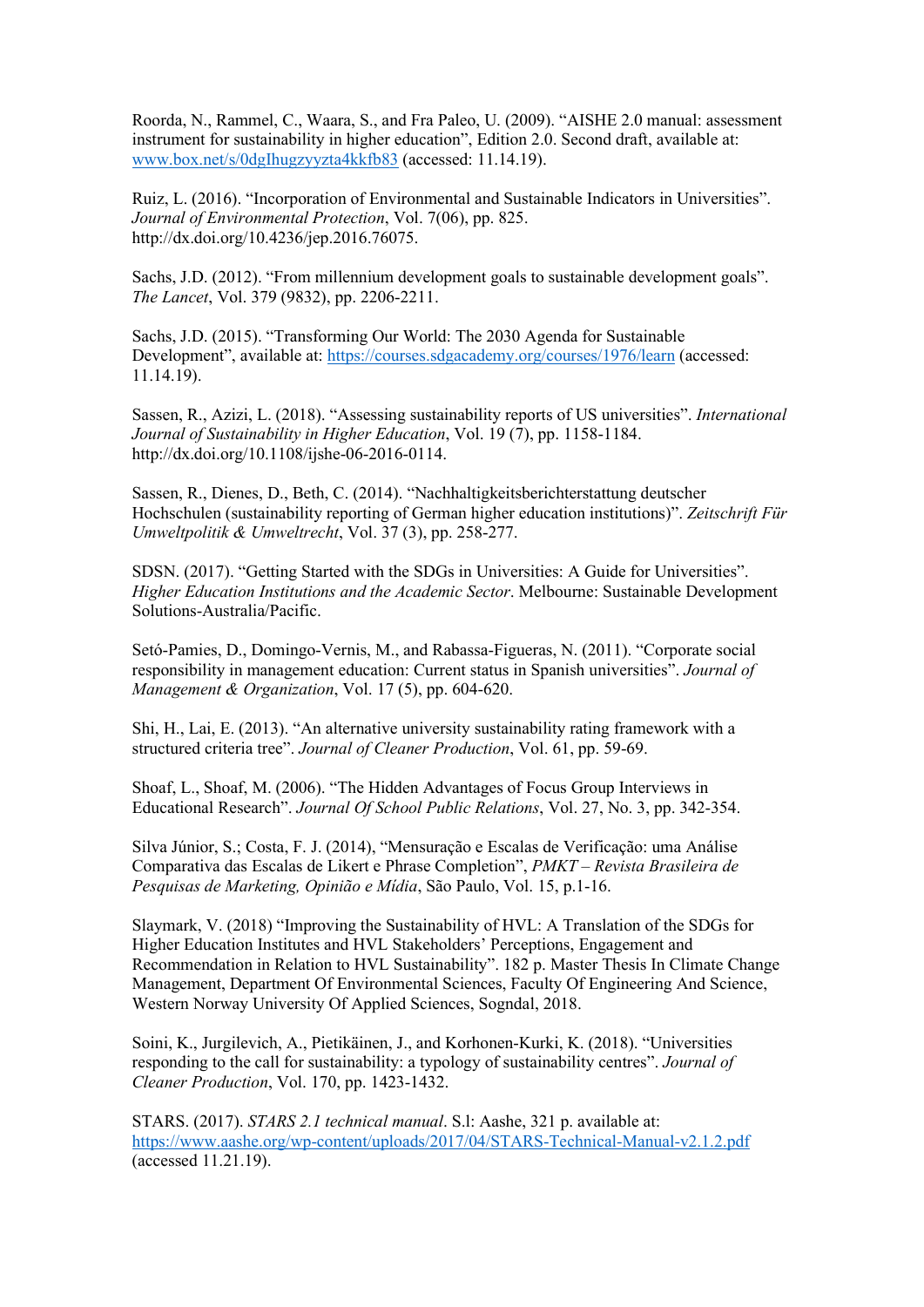Roorda, N., Rammel, C., Waara, S., and Fra Paleo, U. (2009). "AISHE 2.0 manual: assessment instrument for sustainability in higher education", Edition 2.0. Second draft, available at: www.box.net/s/0dgIhugzyyzta4kkfb83 (accessed: 11.14.19).

Ruiz, L. (2016). "Incorporation of Environmental and Sustainable Indicators in Universities". *Journal of Environmental Protection*, Vol. 7(06), pp. 825. http://dx.doi.org/10.4236/jep.2016.76075.

Sachs, J.D. (2012). "From millennium development goals to sustainable development goals". *The Lancet*, Vol. 379 (9832), pp. 2206-2211.

Sachs, J.D. (2015). "Transforming Our World: The 2030 Agenda for Sustainable Development", available at: https://courses.sdgacademy.org/courses/1976/learn (accessed: 11.14.19).

Sassen, R., Azizi, L. (2018). "Assessing sustainability reports of US universities". *International Journal of Sustainability in Higher Education*, Vol. 19 (7), pp. 1158-1184. http://dx.doi.org/10.1108/ijshe-06-2016-0114.

Sassen, R., Dienes, D., Beth, C. (2014). "Nachhaltigkeitsberichterstattung deutscher Hochschulen (sustainability reporting of German higher education institutions)". *Zeitschrift Für Umweltpolitik & Umweltrecht*, Vol. 37 (3), pp. 258-277.

SDSN. (2017). "Getting Started with the SDGs in Universities: A Guide for Universities". *Higher Education Institutions and the Academic Sector*. Melbourne: Sustainable Development Solutions-Australia/Pacific.

Setó-Pamies, D., Domingo-Vernis, M., and Rabassa-Figueras, N. (2011). "Corporate social responsibility in management education: Current status in Spanish universities". *Journal of Management & Organization*, Vol. 17 (5), pp. 604-620.

Shi, H., Lai, E. (2013). "An alternative university sustainability rating framework with a structured criteria tree". *Journal of Cleaner Production*, Vol. 61, pp. 59-69.

Shoaf, L., Shoaf, M. (2006). "The Hidden Advantages of Focus Group Interviews in Educational Research". *Journal Of School Public Relations*, Vol. 27, No. 3, pp. 342-354.

Silva Júnior, S.; Costa, F. J. (2014), "Mensuração e Escalas de Verificação: uma Análise Comparativa das Escalas de Likert e Phrase Completion", *PMKT – Revista Brasileira de Pesquisas de Marketing, Opinião e Mídia*, São Paulo, Vol. 15, p.1-16.

Slaymark, V. (2018) "Improving the Sustainability of HVL: A Translation of the SDGs for Higher Education Institutes and HVL Stakeholders' Perceptions, Engagement and Recommendation in Relation to HVL Sustainability". 182 p. Master Thesis In Climate Change Management, Department Of Environmental Sciences, Faculty Of Engineering And Science, Western Norway University Of Applied Sciences, Sogndal, 2018.

Soini, K., Jurgilevich, A., Pietikäinen, J., and Korhonen-Kurki, K. (2018). "Universities responding to the call for sustainability: a typology of sustainability centres". *Journal of Cleaner Production*, Vol. 170, pp. 1423-1432.

STARS. (2017). *STARS 2.1 technical manual*. S.l: Aashe, 321 p. available at: https://www.aashe.org/wp-content/uploads/2017/04/STARS-Technical-Manual-v2.1.2.pdf (accessed 11.21.19).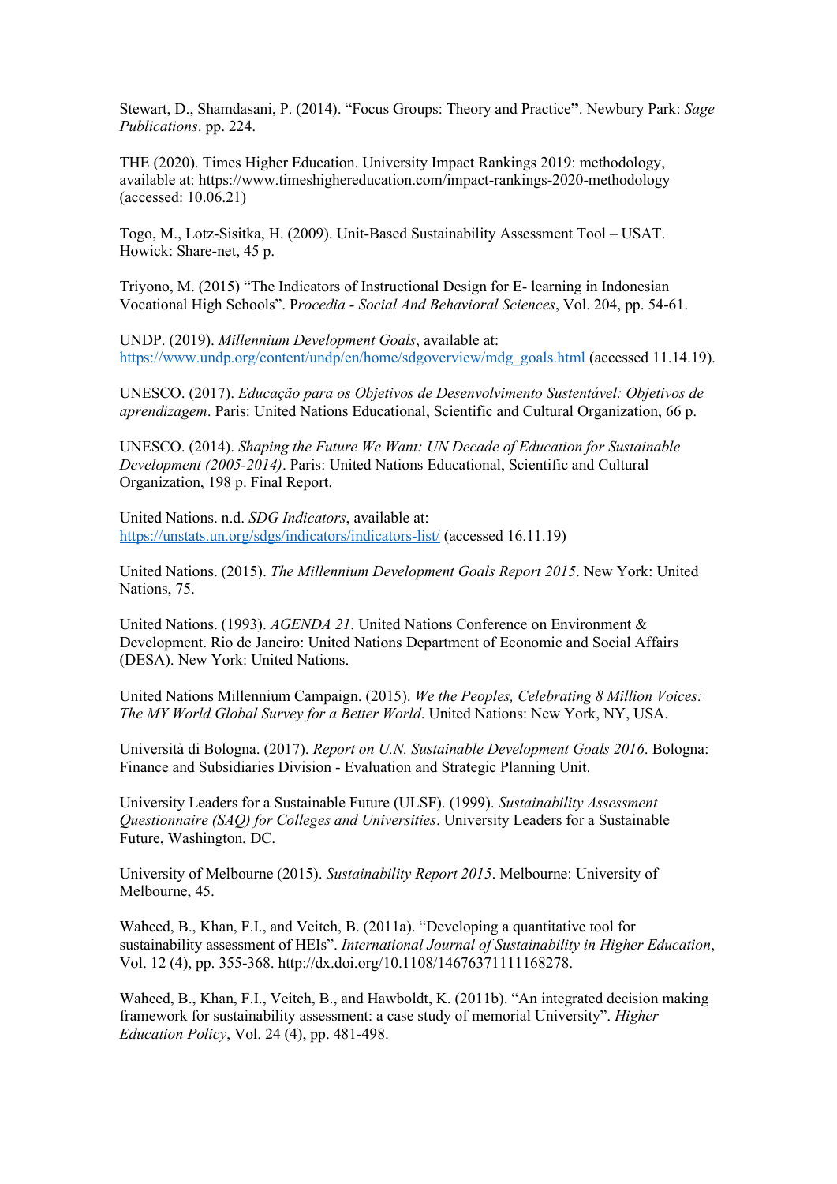Stewart, D., Shamdasani, P. (2014). “Focus Groups: Theory and Practice**”**. Newbury Park: *Sage Publications*. pp. 224.

THE (2020). Times Higher Education. University Impact Rankings 2019: methodology, available at: https://www.timeshighereducation.com/impact-rankings-2020-methodology (accessed: 10.06.21)

Togo, M., Lotz-Sisitka, H. (2009). Unit-Based Sustainability Assessment Tool – USAT. Howick: Share-net, 45 p.

Triyono, M. (2015) “The Indicators of Instructional Design for E- learning in Indonesian Vocational High Schools”. P*rocedia - Social And Behavioral Sciences*, Vol. 204, pp. 54-61.

UNDP. (2019). *Millennium Development Goals*, available at: https://www.undp.org/content/undp/en/home/sdgoverview/mdg_goals.html (accessed 11.14.19).

UNESCO. (2017). *Educação para os Objetivos de Desenvolvimento Sustentável: Objetivos de aprendizagem*. Paris: United Nations Educational, Scientific and Cultural Organization, 66 p.

UNESCO. (2014). *Shaping the Future We Want: UN Decade of Education for Sustainable Development (2005-2014)*. Paris: United Nations Educational, Scientific and Cultural Organization, 198 p. Final Report.

United Nations. n.d. *SDG Indicators*, available at: https://unstats.un.org/sdgs/indicators/indicators-list/ (accessed 16.11.19)

United Nations. (2015). *The Millennium Development Goals Report 2015*. New York: United Nations, 75.

United Nations. (1993). *AGENDA 21*. United Nations Conference on Environment & Development. Rio de Janeiro: United Nations Department of Economic and Social Affairs (DESA). New York: United Nations.

United Nations Millennium Campaign. (2015). *We the Peoples, Celebrating 8 Million Voices: The MY World Global Survey for a Better World*. United Nations: New York, NY, USA.

Università di Bologna. (2017). *Report on U.N. Sustainable Development Goals 2016*. Bologna: Finance and Subsidiaries Division - Evaluation and Strategic Planning Unit.

University Leaders for a Sustainable Future (ULSF). (1999). *Sustainability Assessment Questionnaire (SAQ) for Colleges and Universities*. University Leaders for a Sustainable Future, Washington, DC.

University of Melbourne (2015). *Sustainability Report 2015*. Melbourne: University of Melbourne, 45.

Waheed, B., Khan, F.I., and Veitch, B. (2011a). “Developing a quantitative tool for sustainability assessment of HEIs”. *International Journal of Sustainability in Higher Education*, Vol. 12 (4), pp. 355-368. http://dx.doi.org/10.1108/14676371111168278.

Waheed, B., Khan, F.I., Veitch, B., and Hawboldt, K. (2011b). “An integrated decision making framework for sustainability assessment: a case study of memorial University”. *Higher Education Policy*, Vol. 24 (4), pp. 481-498.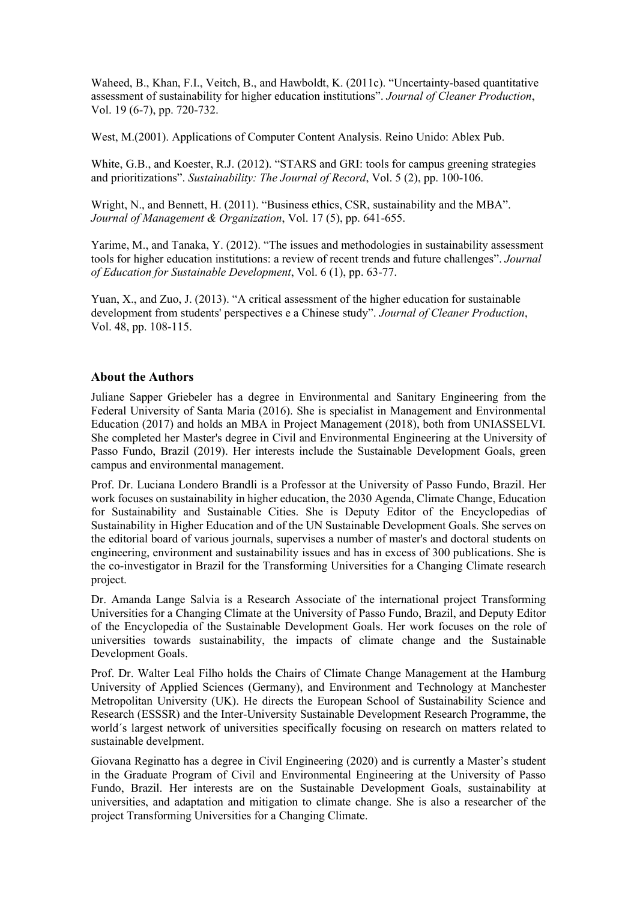Waheed, B., Khan, F.I., Veitch, B., and Hawboldt, K. (2011c). “Uncertainty-based quantitative assessment of sustainability for higher education institutions”. *Journal of Cleaner Production*, Vol. 19 (6-7), pp. 720-732.

West, M.(2001). Applications of Computer Content Analysis. Reino Unido: Ablex Pub.

White, G.B., and Koester, R.J. (2012). “STARS and GRI: tools for campus greening strategies and prioritizations”. *Sustainability: The Journal of Record*, Vol. 5 (2), pp. 100-106.

Wright, N., and Bennett, H. (2011). “Business ethics, CSR, sustainability and the MBA”. *Journal of Management & Organization*, Vol. 17 (5), pp. 641-655.

Yarime, M., and Tanaka, Y. (2012). “The issues and methodologies in sustainability assessment tools for higher education institutions: a review of recent trends and future challenges”. *Journal of Education for Sustainable Development*, Vol. 6 (1), pp. 63-77.

Yuan, X., and Zuo, J. (2013). “A critical assessment of the higher education for sustainable development from students' perspectives e a Chinese study”. *Journal of Cleaner Production*, Vol. 48, pp. 108-115.

## About the Authors

Juliane Sapper Griebeler has a degree in Environmental and Sanitary Engineering from the Federal University of Santa Maria (2016). She is specialist in Management and Environmental Education (2017) and holds an MBA in Project Management (2018), both from UNIASSELVI. She completed her Master's degree in Civil and Environmental Engineering at the University of Passo Fundo, Brazil (2019). Her interests include the Sustainable Development Goals, green campus and environmental management.

Prof. Dr. Luciana Londero Brandli is a Professor at the University of Passo Fundo, Brazil. Her work focuses on sustainability in higher education, the 2030 Agenda, Climate Change, Education for Sustainability and Sustainable Cities. She is Deputy Editor of the Encyclopedias of Sustainability in Higher Education and of the UN Sustainable Development Goals. She serves on the editorial board of various journals, supervises a number of master's and doctoral students on engineering, environment and sustainability issues and has in excess of 300 publications. She is the co-investigator in Brazil for the Transforming Universities for a Changing Climate research project.

Dr. Amanda Lange Salvia is a Research Associate of the international project Transforming Universities for a Changing Climate at the University of Passo Fundo, Brazil, and Deputy Editor of the Encyclopedia of the Sustainable Development Goals. Her work focuses on the role of universities towards sustainability, the impacts of climate change and the Sustainable Development Goals.

Prof. Dr. Walter Leal Filho holds the Chairs of Climate Change Management at the Hamburg University of Applied Sciences (Germany), and Environment and Technology at Manchester Metropolitan University (UK). He directs the European School of Sustainability Science and Research (ESSSR) and the Inter-University Sustainable Development Research Programme, the world´s largest network of universities specifically focusing on research on matters related to sustainable develpment.

Giovana Reginatto has a degree in Civil Engineering (2020) and is currently a Master’s student in the Graduate Program of Civil and Environmental Engineering at the University of Passo Fundo, Brazil. Her interests are on the Sustainable Development Goals, sustainability at universities, and adaptation and mitigation to climate change. She is also a researcher of the project Transforming Universities for a Changing Climate.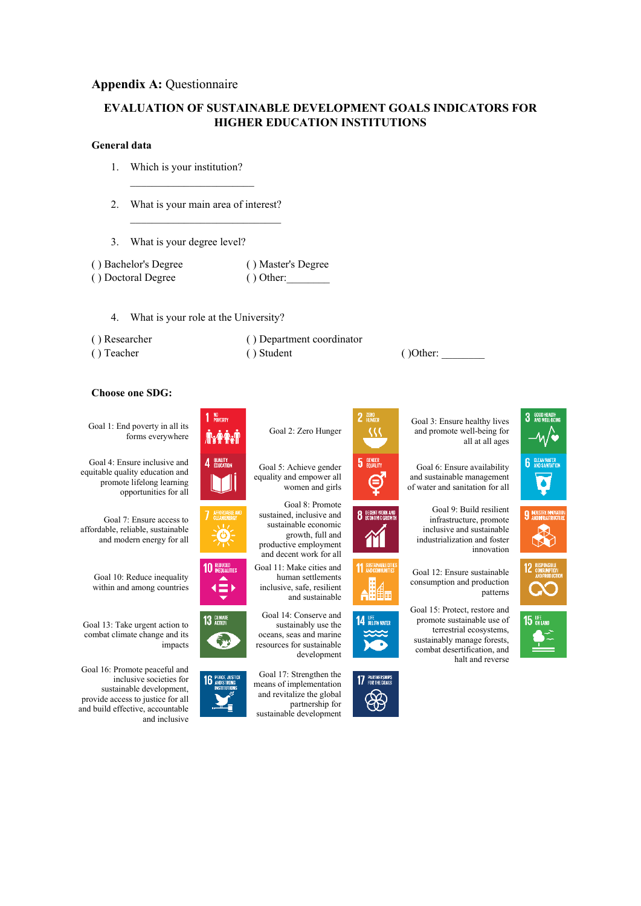**Appendix A:** Questionnaire

**EVALUATION OF SUSTAINABLE DEVELOPMENT GOALS INDICATORS FOR HIGHER EDUCATION INSTITUTIONS**

**General data**

1. Which is your institution?

   ______________________

2. What is your main area of interest?

   ___________________________

3. What is your degree level?

( ) Bachelor's Degree ( ) Master's Degree
( ) Doctoral Degree ( ) Other:________

4. What is your role at the University?

( ) Researcher ( ) Department coordinator
( ) Teacher ( ) Student ( )Other: ________

**Choose one SDG:**

Goal 1: End poverty in all its forms everywhere

Goal 2: Zero Hunger

Goal 3: Ensure healthy lives and promote well-being for all at all ages

Goal 4: Ensure inclusive and equitable quality education and promote lifelong learning opportunities for all

Goal 5: Achieve gender equality and empower all women and girls

Goal 6: Ensure availability and sustainable management of water and sanitation for all

Goal 7: Ensure access to affordable, reliable, sustainable and modern energy for all

Goal 8: Promote sustained, inclusive and sustainable economic growth, full and productive employment and decent work for all

Goal 9: Build resilient infrastructure, promote inclusive and sustainable industrialization and foster innovation

Goal 10: Reduce inequality within and among countries

Goal 11: Make cities and human settlements inclusive, safe, resilient and sustainable

Goal 12: Ensure sustainable consumption and production patterns

Goal 13: Take urgent action to combat climate change and its impacts

Goal 14: Conserve and sustainably use the oceans, seas and marine resources for sustainable development

Goal 15: Protect, restore and promote sustainable use of terrestrial ecosystems, sustainably manage forests, combat desertification, and halt and reverse

Goal 16: Promote peaceful and inclusive societies for sustainable development, provide access to justice for all and build effective, accountable and inclusive

Goal 17: Strengthen the means of implementation and revitalize the global partnership for sustainable development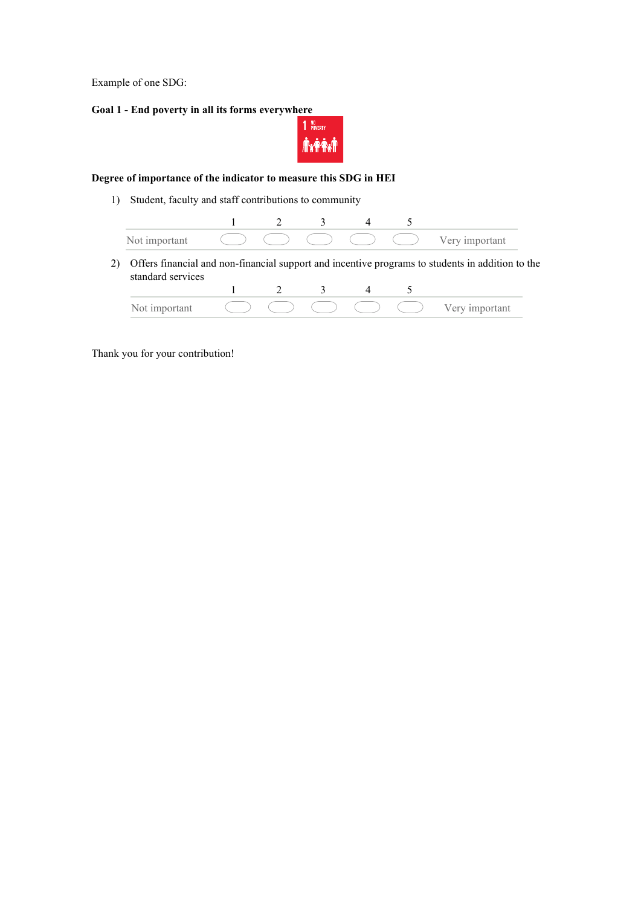Example of one SDG:

**Goal 1 - End poverty in all its forms everywhere**

**Degree of importance of the indicator to measure this SDG in HEI**

1) Student, faculty and staff contributions to community

| | 1 | 2 | 3 | 4 | 5 | |
|---|---|---|---|---|---|---|
| Not important | ◯ | ◯ | ◯ | ◯ | ◯ | Very important |

2) Offers financial and non-financial support and incentive programs to students in addition to the standard services

| | 1 | 2 | 3 | 4 | 5 | |
|---|---|---|---|---|---|---|
| Not important | ◯ | ◯ | ◯ | ◯ | ◯ | Very important |

Thank you for your contribution!